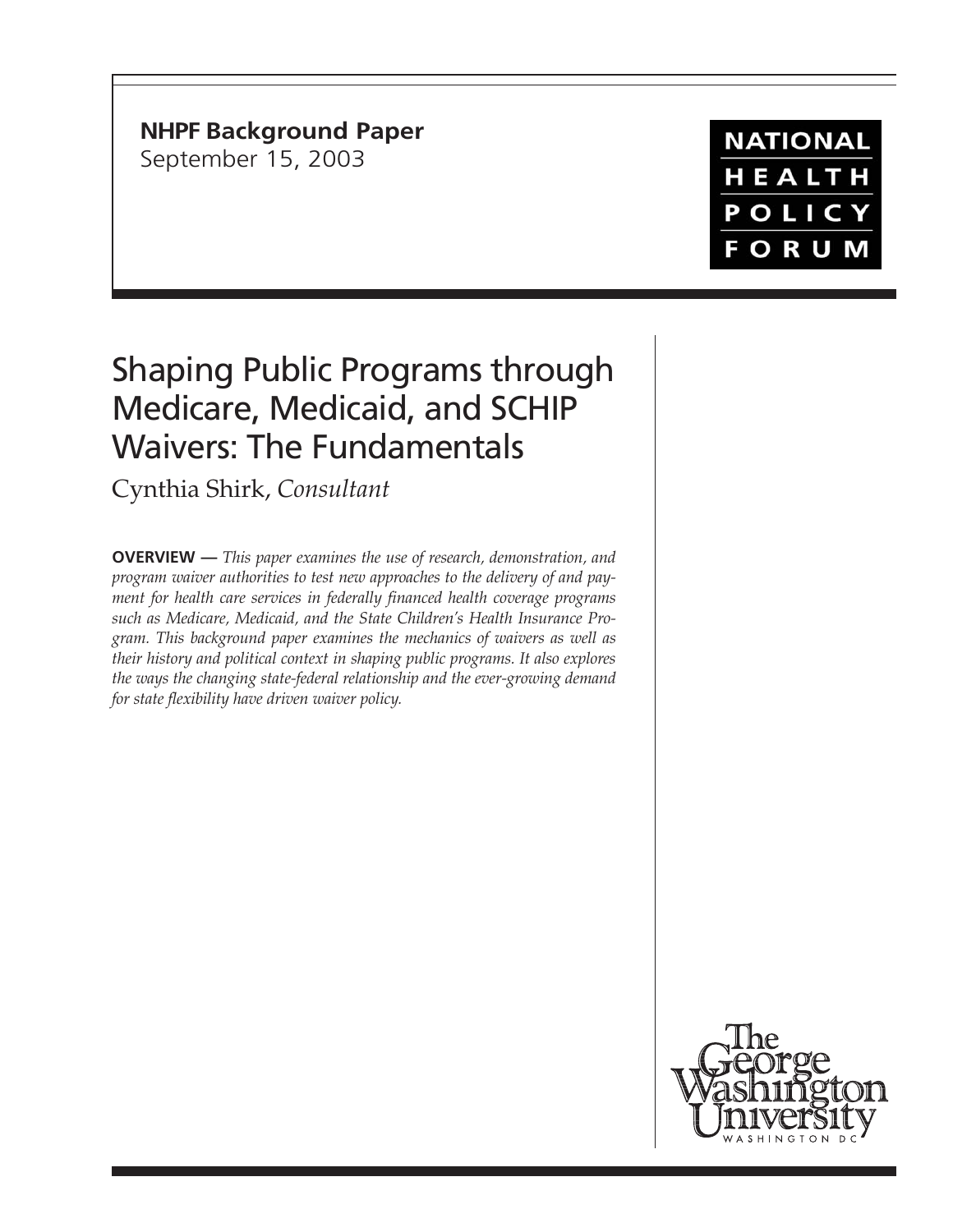**NHPF Background Paper**
September 15, 2003

NATIONAL HEALTH POLICY FORUM

# Shaping Public Programs through Medicare, Medicaid, and SCHIP Waivers: The Fundamentals

Cynthia Shirk, *Consultant*

**OVERVIEW —** *This paper examines the use of research, demonstration, and program waiver authorities to test new approaches to the delivery of and payment for health care services in federally financed health coverage programs such as Medicare, Medicaid, and the State Children's Health Insurance Program. This background paper examines the mechanics of waivers as well as their history and political context in shaping public programs. It also explores the ways the changing state-federal relationship and the ever-growing demand for state flexibility have driven waiver policy.*

The George Washington University
WASHINGTON DC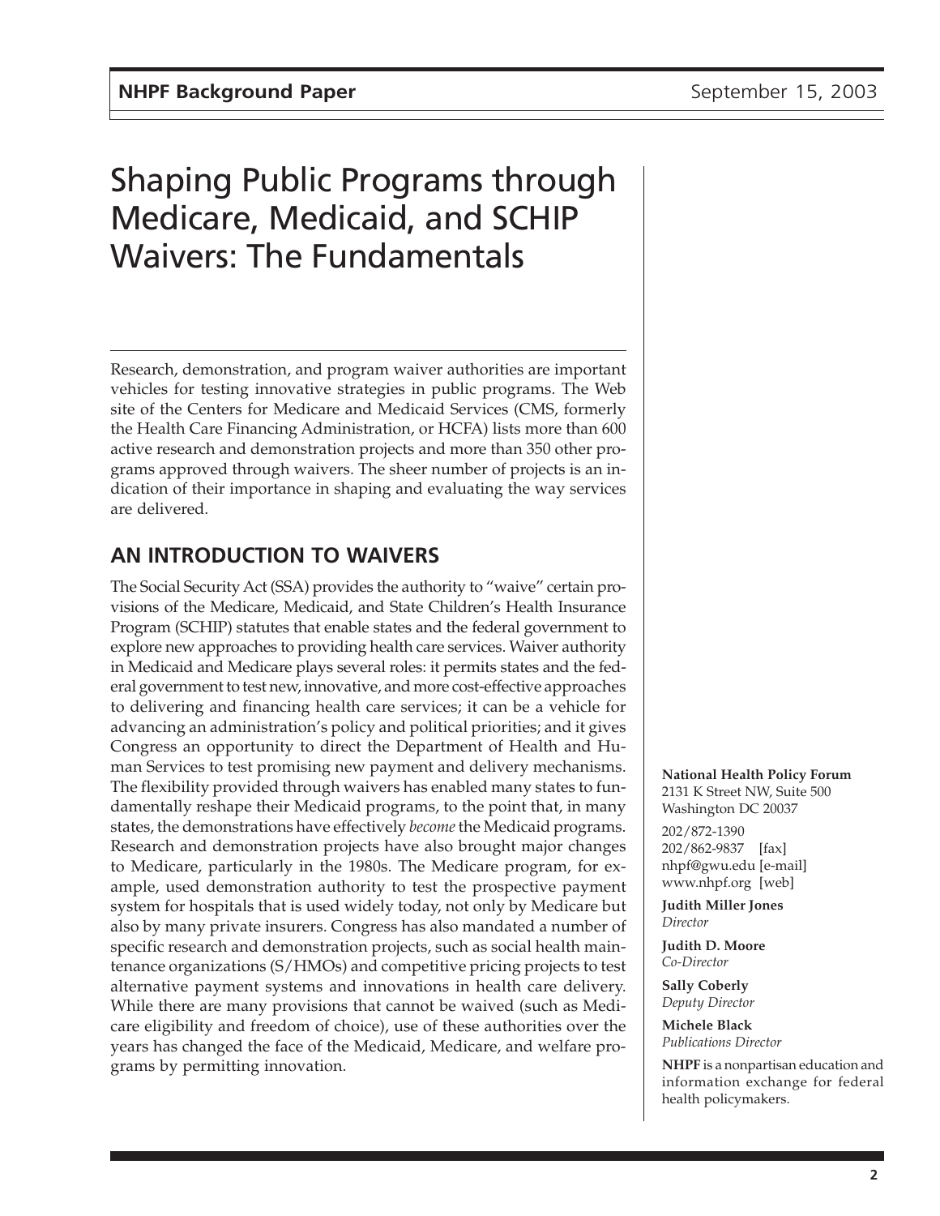# Shaping Public Programs through Medicare, Medicaid, and SCHIP Waivers: The Fundamentals

Research, demonstration, and program waiver authorities are important vehicles for testing innovative strategies in public programs. The Web site of the Centers for Medicare and Medicaid Services (CMS, formerly the Health Care Financing Administration, or HCFA) lists more than 600 active research and demonstration projects and more than 350 other programs approved through waivers. The sheer number of projects is an indication of their importance in shaping and evaluating the way services are delivered.

## AN INTRODUCTION TO WAIVERS

The Social Security Act (SSA) provides the authority to "waive" certain provisions of the Medicare, Medicaid, and State Children's Health Insurance Program (SCHIP) statutes that enable states and the federal government to explore new approaches to providing health care services. Waiver authority in Medicaid and Medicare plays several roles: it permits states and the federal government to test new, innovative, and more cost-effective approaches to delivering and financing health care services; it can be a vehicle for advancing an administration's policy and political priorities; and it gives Congress an opportunity to direct the Department of Health and Human Services to test promising new payment and delivery mechanisms. The flexibility provided through waivers has enabled many states to fundamentally reshape their Medicaid programs, to the point that, in many states, the demonstrations have effectively *become* the Medicaid programs. Research and demonstration projects have also brought major changes to Medicare, particularly in the 1980s. The Medicare program, for example, used demonstration authority to test the prospective payment system for hospitals that is used widely today, not only by Medicare but also by many private insurers. Congress has also mandated a number of specific research and demonstration projects, such as social health maintenance organizations (S/HMOs) and competitive pricing projects to test alternative payment systems and innovations in health care delivery. While there are many provisions that cannot be waived (such as Medicare eligibility and freedom of choice), use of these authorities over the years has changed the face of the Medicaid, Medicare, and welfare programs by permitting innovation.

**National Health Policy Forum**
2131 K Street NW, Suite 500
Washington DC 20037

202/872-1390
202/862-9837 [fax]
nhpf@gwu.edu [e-mail]
www.nhpf.org [web]

**Judith Miller Jones**
*Director*

**Judith D. Moore**
*Co-Director*

**Sally Coberly**
*Deputy Director*

**Michele Black**
*Publications Director*

**NHPF** is a nonpartisan education and information exchange for federal health policymakers.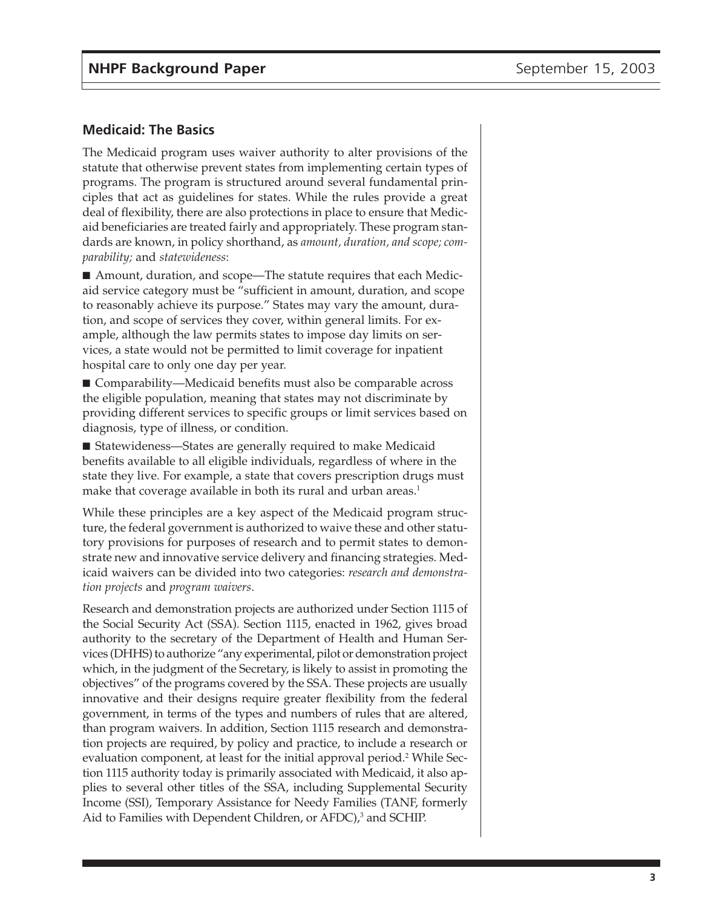## Medicaid: The Basics

The Medicaid program uses waiver authority to alter provisions of the statute that otherwise prevent states from implementing certain types of programs. The program is structured around several fundamental principles that act as guidelines for states. While the rules provide a great deal of flexibility, there are also protections in place to ensure that Medicaid beneficiaries are treated fairly and appropriately. These program standards are known, in policy shorthand, as *amount, duration, and scope; comparability;* and *statewideness*:

- Amount, duration, and scope—The statute requires that each Medicaid service category must be "sufficient in amount, duration, and scope to reasonably achieve its purpose." States may vary the amount, duration, and scope of services they cover, within general limits. For example, although the law permits states to impose day limits on services, a state would not be permitted to limit coverage for inpatient hospital care to only one day per year.
- Comparability—Medicaid benefits must also be comparable across the eligible population, meaning that states may not discriminate by providing different services to specific groups or limit services based on diagnosis, type of illness, or condition.
- Statewideness—States are generally required to make Medicaid benefits available to all eligible individuals, regardless of where in the state they live. For example, a state that covers prescription drugs must make that coverage available in both its rural and urban areas.[1]

While these principles are a key aspect of the Medicaid program structure, the federal government is authorized to waive these and other statutory provisions for purposes of research and to permit states to demonstrate new and innovative service delivery and financing strategies. Medicaid waivers can be divided into two categories: *research and demonstration projects* and *program waivers*.

Research and demonstration projects are authorized under Section 1115 of the Social Security Act (SSA). Section 1115, enacted in 1962, gives broad authority to the secretary of the Department of Health and Human Services (DHHS) to authorize "any experimental, pilot or demonstration project which, in the judgment of the Secretary, is likely to assist in promoting the objectives" of the programs covered by the SSA. These projects are usually innovative and their designs require greater flexibility from the federal government, in terms of the types and numbers of rules that are altered, than program waivers. In addition, Section 1115 research and demonstration projects are required, by policy and practice, to include a research or evaluation component, at least for the initial approval period.[2] While Section 1115 authority today is primarily associated with Medicaid, it also applies to several other titles of the SSA, including Supplemental Security Income (SSI), Temporary Assistance for Needy Families (TANF, formerly Aid to Families with Dependent Children, or AFDC),[3] and SCHIP.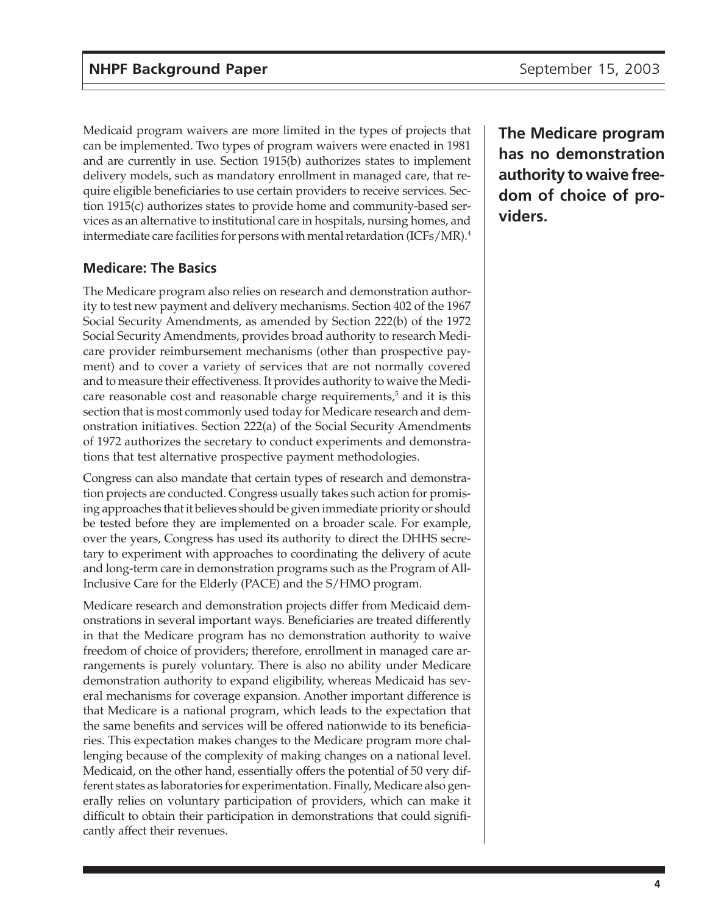Medicaid program waivers are more limited in the types of projects that can be implemented. Two types of program waivers were enacted in 1981 and are currently in use. Section 1915(b) authorizes states to implement delivery models, such as mandatory enrollment in managed care, that require eligible beneficiaries to use certain providers to receive services. Section 1915(c) authorizes states to provide home and community-based services as an alternative to institutional care in hospitals, nursing homes, and intermediate care facilities for persons with mental retardation (ICFs/MR).[4]

**The Medicare program has no demonstration authority to waive freedom of choice of providers.**

### Medicare: The Basics

The Medicare program also relies on research and demonstration authority to test new payment and delivery mechanisms. Section 402 of the 1967 Social Security Amendments, as amended by Section 222(b) of the 1972 Social Security Amendments, provides broad authority to research Medicare provider reimbursement mechanisms (other than prospective payment) and to cover a variety of services that are not normally covered and to measure their effectiveness. It provides authority to waive the Medicare reasonable cost and reasonable charge requirements,[5] and it is this section that is most commonly used today for Medicare research and demonstration initiatives. Section 222(a) of the Social Security Amendments of 1972 authorizes the secretary to conduct experiments and demonstrations that test alternative prospective payment methodologies.

Congress can also mandate that certain types of research and demonstration projects are conducted. Congress usually takes such action for promising approaches that it believes should be given immediate priority or should be tested before they are implemented on a broader scale. For example, over the years, Congress has used its authority to direct the DHHS secretary to experiment with approaches to coordinating the delivery of acute and long-term care in demonstration programs such as the Program of All-Inclusive Care for the Elderly (PACE) and the S/HMO program.

Medicare research and demonstration projects differ from Medicaid demonstrations in several important ways. Beneficiaries are treated differently in that the Medicare program has no demonstration authority to waive freedom of choice of providers; therefore, enrollment in managed care arrangements is purely voluntary. There is also no ability under Medicare demonstration authority to expand eligibility, whereas Medicaid has several mechanisms for coverage expansion. Another important difference is that Medicare is a national program, which leads to the expectation that the same benefits and services will be offered nationwide to its beneficiaries. This expectation makes changes to the Medicare program more challenging because of the complexity of making changes on a national level. Medicaid, on the other hand, essentially offers the potential of 50 very different states as laboratories for experimentation. Finally, Medicare also generally relies on voluntary participation of providers, which can make it difficult to obtain their participation in demonstrations that could significantly affect their revenues.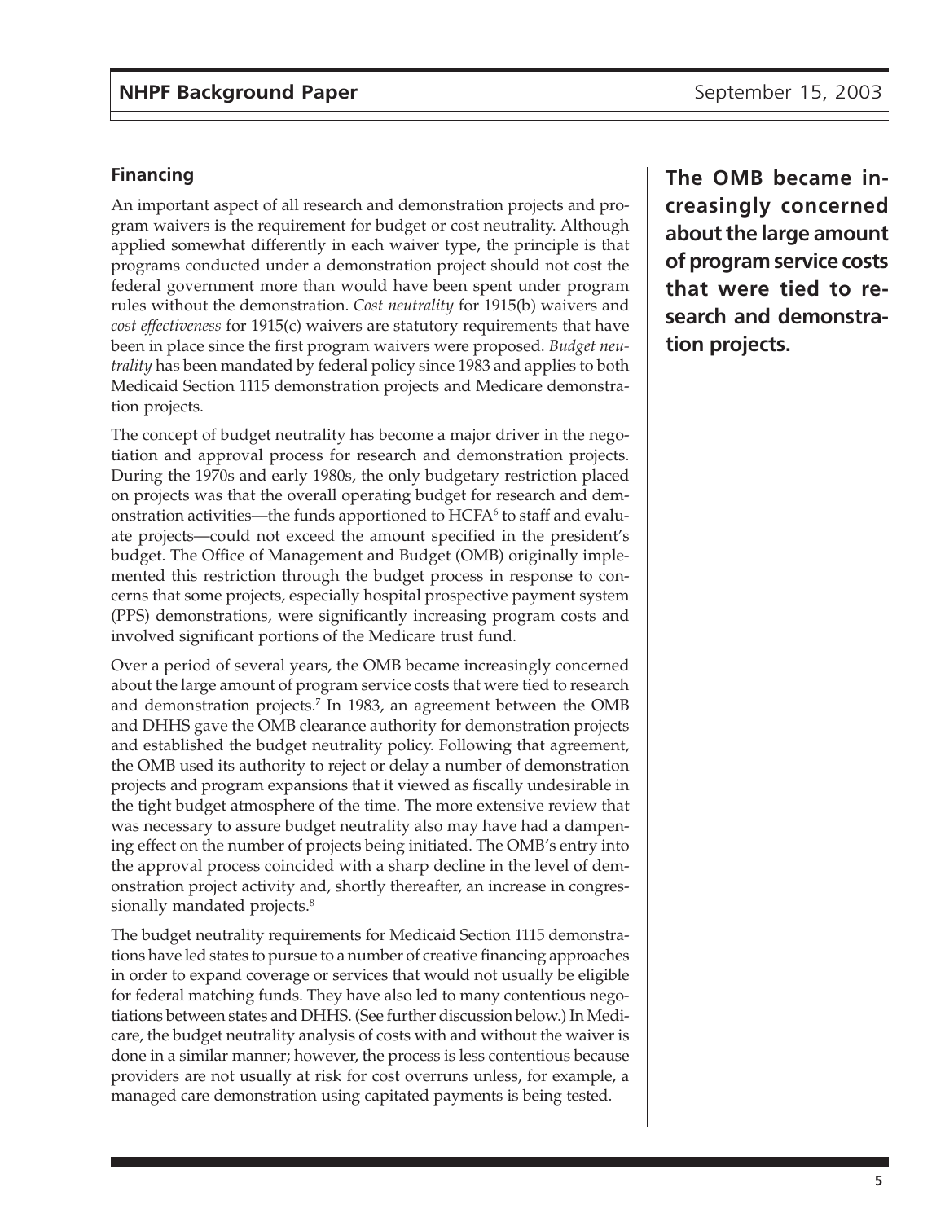## Financing

An important aspect of all research and demonstration projects and program waivers is the requirement for budget or cost neutrality. Although applied somewhat differently in each waiver type, the principle is that programs conducted under a demonstration project should not cost the federal government more than would have been spent under program rules without the demonstration. *Cost neutrality* for 1915(b) waivers and *cost effectiveness* for 1915(c) waivers are statutory requirements that have been in place since the first program waivers were proposed. *Budget neutrality* has been mandated by federal policy since 1983 and applies to both Medicaid Section 1115 demonstration projects and Medicare demonstration projects.

The concept of budget neutrality has become a major driver in the negotiation and approval process for research and demonstration projects. During the 1970s and early 1980s, the only budgetary restriction placed on projects was that the overall operating budget for research and demonstration activities—the funds apportioned to HCFA[6] to staff and evaluate projects—could not exceed the amount specified in the president's budget. The Office of Management and Budget (OMB) originally implemented this restriction through the budget process in response to concerns that some projects, especially hospital prospective payment system (PPS) demonstrations, were significantly increasing program costs and involved significant portions of the Medicare trust fund.

**The OMB became increasingly concerned about the large amount of program service costs that were tied to research and demonstration projects.**

Over a period of several years, the OMB became increasingly concerned about the large amount of program service costs that were tied to research and demonstration projects.[7] In 1983, an agreement between the OMB and DHHS gave the OMB clearance authority for demonstration projects and established the budget neutrality policy. Following that agreement, the OMB used its authority to reject or delay a number of demonstration projects and program expansions that it viewed as fiscally undesirable in the tight budget atmosphere of the time. The more extensive review that was necessary to assure budget neutrality also may have had a dampening effect on the number of projects being initiated. The OMB's entry into the approval process coincided with a sharp decline in the level of demonstration project activity and, shortly thereafter, an increase in congressionally mandated projects.[8]

The budget neutrality requirements for Medicaid Section 1115 demonstrations have led states to pursue to a number of creative financing approaches in order to expand coverage or services that would not usually be eligible for federal matching funds. They have also led to many contentious negotiations between states and DHHS. (See further discussion below.) In Medicare, the budget neutrality analysis of costs with and without the waiver is done in a similar manner; however, the process is less contentious because providers are not usually at risk for cost overruns unless, for example, a managed care demonstration using capitated payments is being tested.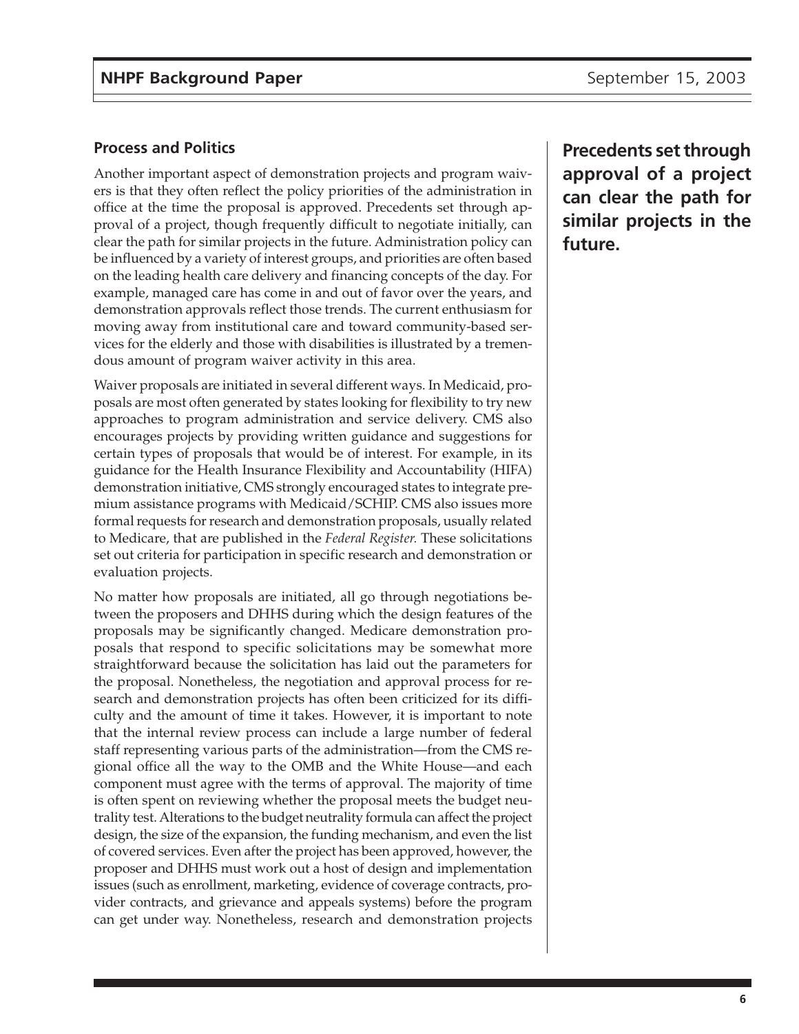### Process and Politics

Another important aspect of demonstration projects and program waivers is that they often reflect the policy priorities of the administration in office at the time the proposal is approved. Precedents set through approval of a project, though frequently difficult to negotiate initially, can clear the path for similar projects in the future. Administration policy can be influenced by a variety of interest groups, and priorities are often based on the leading health care delivery and financing concepts of the day. For example, managed care has come in and out of favor over the years, and demonstration approvals reflect those trends. The current enthusiasm for moving away from institutional care and toward community-based services for the elderly and those with disabilities is illustrated by a tremendous amount of program waiver activity in this area.

**Precedents set through approval of a project can clear the path for similar projects in the future.**

Waiver proposals are initiated in several different ways. In Medicaid, proposals are most often generated by states looking for flexibility to try new approaches to program administration and service delivery. CMS also encourages projects by providing written guidance and suggestions for certain types of proposals that would be of interest. For example, in its guidance for the Health Insurance Flexibility and Accountability (HIFA) demonstration initiative, CMS strongly encouraged states to integrate premium assistance programs with Medicaid/SCHIP. CMS also issues more formal requests for research and demonstration proposals, usually related to Medicare, that are published in the *Federal Register.* These solicitations set out criteria for participation in specific research and demonstration or evaluation projects.

No matter how proposals are initiated, all go through negotiations between the proposers and DHHS during which the design features of the proposals may be significantly changed. Medicare demonstration proposals that respond to specific solicitations may be somewhat more straightforward because the solicitation has laid out the parameters for the proposal. Nonetheless, the negotiation and approval process for research and demonstration projects has often been criticized for its difficulty and the amount of time it takes. However, it is important to note that the internal review process can include a large number of federal staff representing various parts of the administration—from the CMS regional office all the way to the OMB and the White House—and each component must agree with the terms of approval. The majority of time is often spent on reviewing whether the proposal meets the budget neutrality test. Alterations to the budget neutrality formula can affect the project design, the size of the expansion, the funding mechanism, and even the list of covered services. Even after the project has been approved, however, the proposer and DHHS must work out a host of design and implementation issues (such as enrollment, marketing, evidence of coverage contracts, provider contracts, and grievance and appeals systems) before the program can get under way. Nonetheless, research and demonstration projects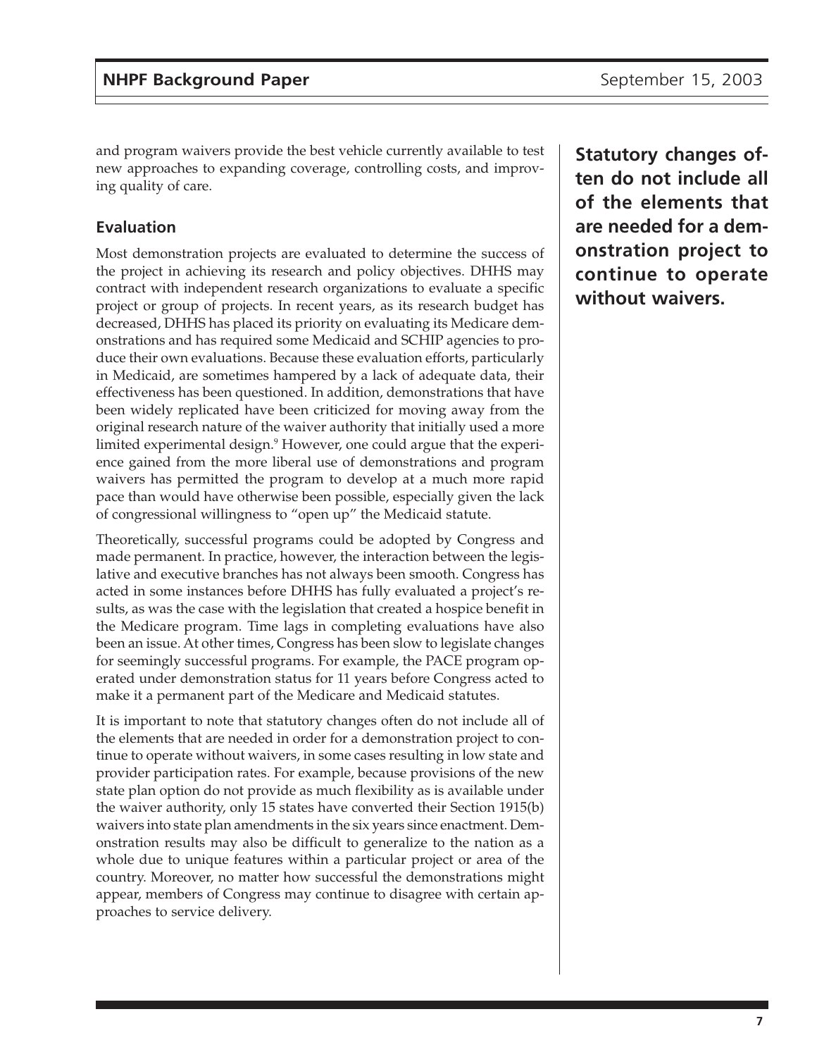and program waivers provide the best vehicle currently available to test new approaches to expanding coverage, controlling costs, and improving quality of care.

### Evaluation

Most demonstration projects are evaluated to determine the success of the project in achieving its research and policy objectives. DHHS may contract with independent research organizations to evaluate a specific project or group of projects. In recent years, as its research budget has decreased, DHHS has placed its priority on evaluating its Medicare demonstrations and has required some Medicaid and SCHIP agencies to produce their own evaluations. Because these evaluation efforts, particularly in Medicaid, are sometimes hampered by a lack of adequate data, their effectiveness has been questioned. In addition, demonstrations that have been widely replicated have been criticized for moving away from the original research nature of the waiver authority that initially used a more limited experimental design.[9] However, one could argue that the experience gained from the more liberal use of demonstrations and program waivers has permitted the program to develop at a much more rapid pace than would have otherwise been possible, especially given the lack of congressional willingness to "open up" the Medicaid statute.

Theoretically, successful programs could be adopted by Congress and made permanent. In practice, however, the interaction between the legislative and executive branches has not always been smooth. Congress has acted in some instances before DHHS has fully evaluated a project's results, as was the case with the legislation that created a hospice benefit in the Medicare program. Time lags in completing evaluations have also been an issue. At other times, Congress has been slow to legislate changes for seemingly successful programs. For example, the PACE program operated under demonstration status for 11 years before Congress acted to make it a permanent part of the Medicare and Medicaid statutes.

It is important to note that statutory changes often do not include all of the elements that are needed in order for a demonstration project to continue to operate without waivers, in some cases resulting in low state and provider participation rates. For example, because provisions of the new state plan option do not provide as much flexibility as is available under the waiver authority, only 15 states have converted their Section 1915(b) waivers into state plan amendments in the six years since enactment. Demonstration results may also be difficult to generalize to the nation as a whole due to unique features within a particular project or area of the country. Moreover, no matter how successful the demonstrations might appear, members of Congress may continue to disagree with certain approaches to service delivery.

**Statutory changes often do not include all of the elements that are needed for a demonstration project to continue to operate without waivers.**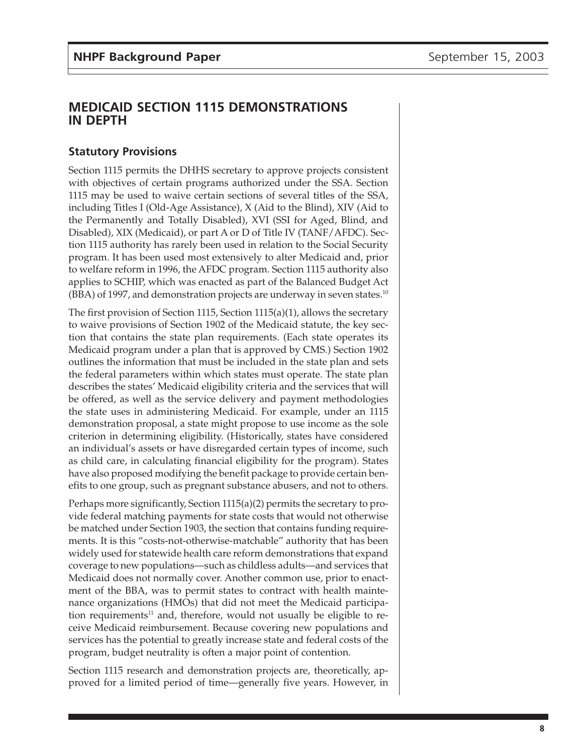## MEDICAID SECTION 1115 DEMONSTRATIONS IN DEPTH

### Statutory Provisions

Section 1115 permits the DHHS secretary to approve projects consistent with objectives of certain programs authorized under the SSA. Section 1115 may be used to waive certain sections of several titles of the SSA, including Titles I (Old-Age Assistance), X (Aid to the Blind), XIV (Aid to the Permanently and Totally Disabled), XVI (SSI for Aged, Blind, and Disabled), XIX (Medicaid), or part A or D of Title IV (TANF/AFDC). Section 1115 authority has rarely been used in relation to the Social Security program. It has been used most extensively to alter Medicaid and, prior to welfare reform in 1996, the AFDC program. Section 1115 authority also applies to SCHIP, which was enacted as part of the Balanced Budget Act (BBA) of 1997, and demonstration projects are underway in seven states.[10]

The first provision of Section 1115, Section 1115(a)(1), allows the secretary to waive provisions of Section 1902 of the Medicaid statute, the key section that contains the state plan requirements. (Each state operates its Medicaid program under a plan that is approved by CMS.) Section 1902 outlines the information that must be included in the state plan and sets the federal parameters within which states must operate. The state plan describes the states' Medicaid eligibility criteria and the services that will be offered, as well as the service delivery and payment methodologies the state uses in administering Medicaid. For example, under an 1115 demonstration proposal, a state might propose to use income as the sole criterion in determining eligibility. (Historically, states have considered an individual's assets or have disregarded certain types of income, such as child care, in calculating financial eligibility for the program). States have also proposed modifying the benefit package to provide certain benefits to one group, such as pregnant substance abusers, and not to others.

Perhaps more significantly, Section 1115(a)(2) permits the secretary to provide federal matching payments for state costs that would not otherwise be matched under Section 1903, the section that contains funding requirements. It is this "costs-not-otherwise-matchable" authority that has been widely used for statewide health care reform demonstrations that expand coverage to new populations—such as childless adults—and services that Medicaid does not normally cover. Another common use, prior to enactment of the BBA, was to permit states to contract with health maintenance organizations (HMOs) that did not meet the Medicaid participation requirements[11] and, therefore, would not usually be eligible to receive Medicaid reimbursement. Because covering new populations and services has the potential to greatly increase state and federal costs of the program, budget neutrality is often a major point of contention.

Section 1115 research and demonstration projects are, theoretically, approved for a limited period of time—generally five years. However, in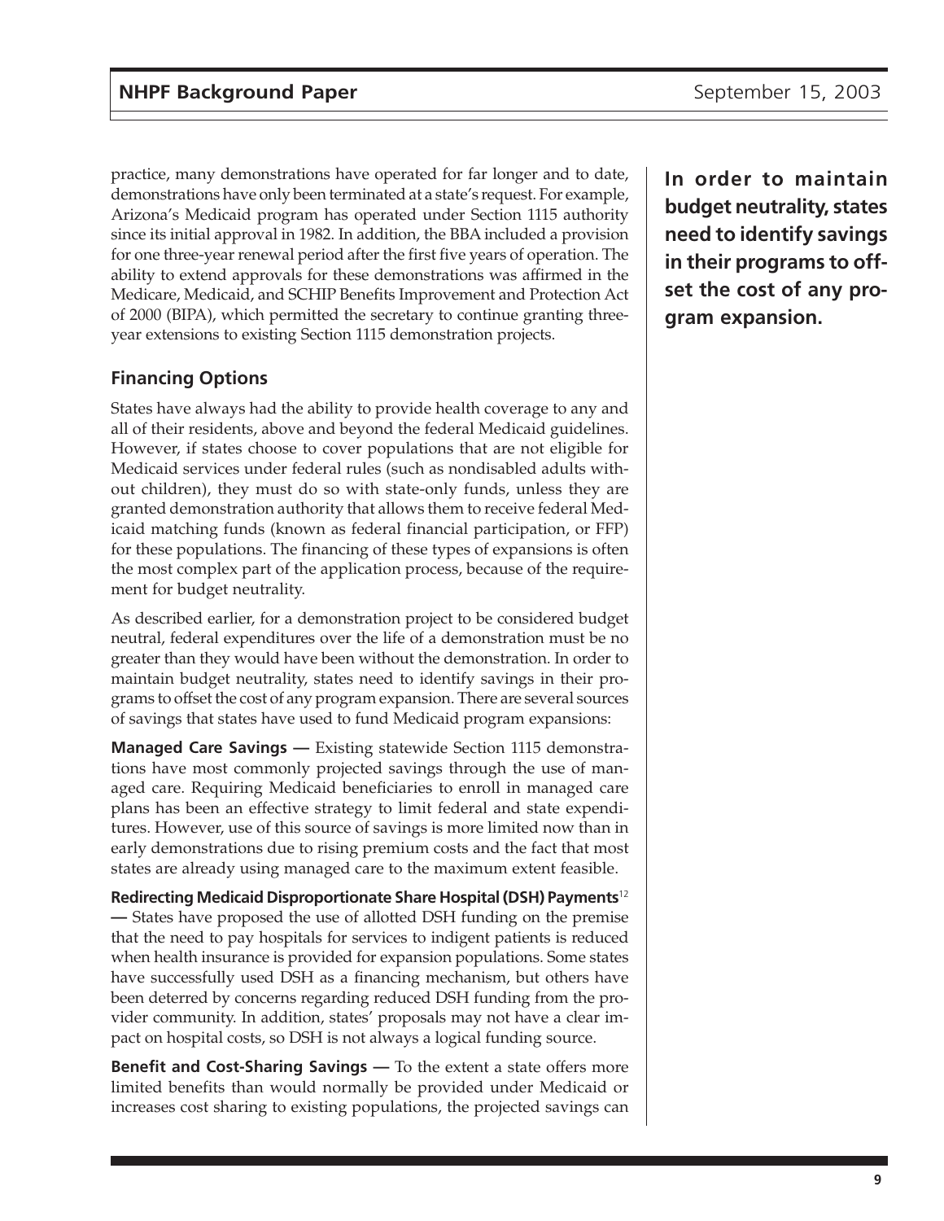practice, many demonstrations have operated for far longer and to date, demonstrations have only been terminated at a state's request. For example, Arizona's Medicaid program has operated under Section 1115 authority since its initial approval in 1982. In addition, the BBA included a provision for one three-year renewal period after the first five years of operation. The ability to extend approvals for these demonstrations was affirmed in the Medicare, Medicaid, and SCHIP Benefits Improvement and Protection Act of 2000 (BIPA), which permitted the secretary to continue granting three-year extensions to existing Section 1115 demonstration projects.

**In order to maintain budget neutrality, states need to identify savings in their programs to offset the cost of any program expansion.**

## Financing Options

States have always had the ability to provide health coverage to any and all of their residents, above and beyond the federal Medicaid guidelines. However, if states choose to cover populations that are not eligible for Medicaid services under federal rules (such as nondisabled adults without children), they must do so with state-only funds, unless they are granted demonstration authority that allows them to receive federal Medicaid matching funds (known as federal financial participation, or FFP) for these populations. The financing of these types of expansions is often the most complex part of the application process, because of the requirement for budget neutrality.

As described earlier, for a demonstration project to be considered budget neutral, federal expenditures over the life of a demonstration must be no greater than they would have been without the demonstration. In order to maintain budget neutrality, states need to identify savings in their programs to offset the cost of any program expansion. There are several sources of savings that states have used to fund Medicaid program expansions:

**Managed Care Savings —** Existing statewide Section 1115 demonstrations have most commonly projected savings through the use of managed care. Requiring Medicaid beneficiaries to enroll in managed care plans has been an effective strategy to limit federal and state expenditures. However, use of this source of savings is more limited now than in early demonstrations due to rising premium costs and the fact that most states are already using managed care to the maximum extent feasible.

**Redirecting Medicaid Disproportionate Share Hospital (DSH) Payments**[12] **—** States have proposed the use of allotted DSH funding on the premise that the need to pay hospitals for services to indigent patients is reduced when health insurance is provided for expansion populations. Some states have successfully used DSH as a financing mechanism, but others have been deterred by concerns regarding reduced DSH funding from the provider community. In addition, states' proposals may not have a clear impact on hospital costs, so DSH is not always a logical funding source.

**Benefit and Cost-Sharing Savings —** To the extent a state offers more limited benefits than would normally be provided under Medicaid or increases cost sharing to existing populations, the projected savings can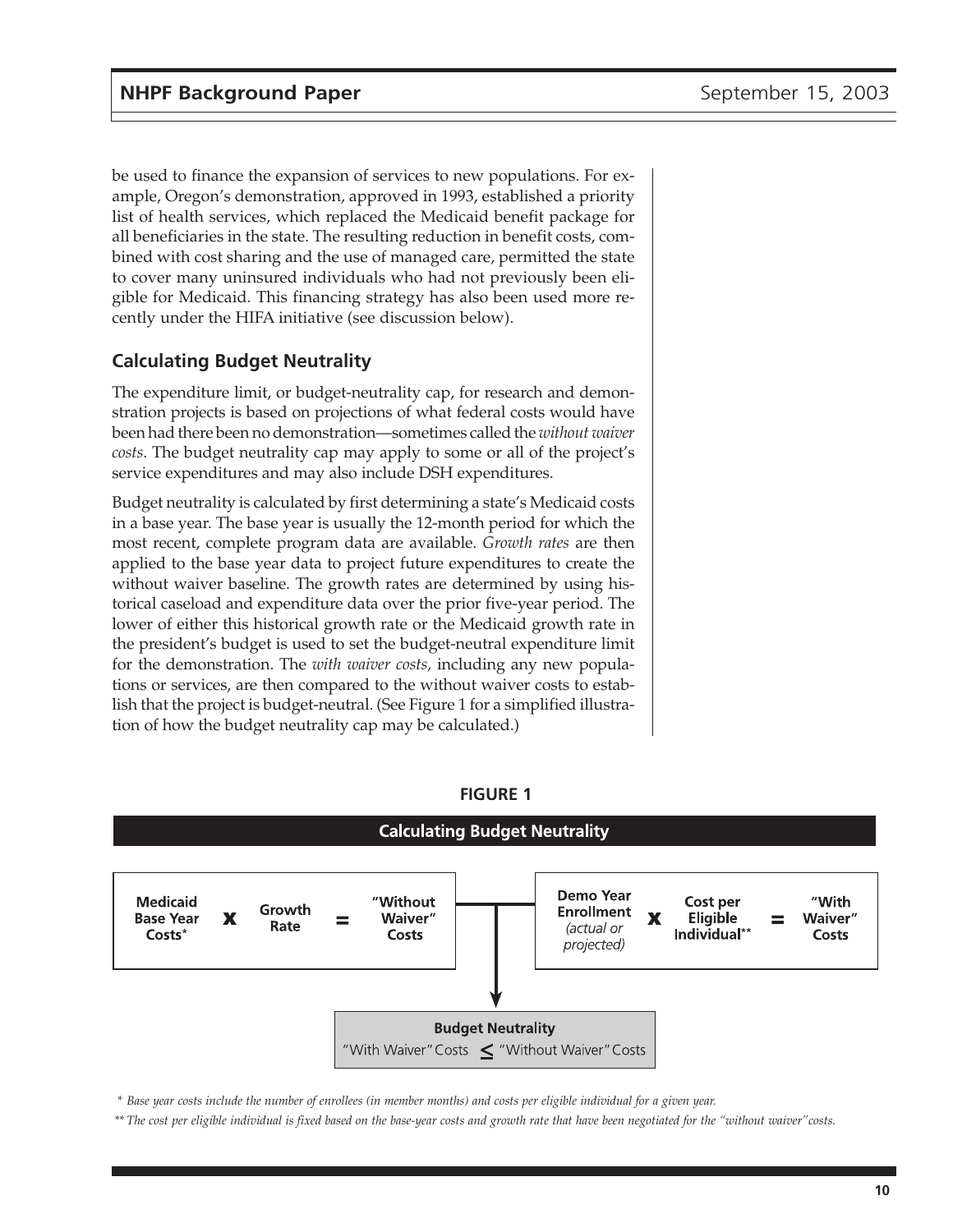be used to finance the expansion of services to new populations. For example, Oregon's demonstration, approved in 1993, established a priority list of health services, which replaced the Medicaid benefit package for all beneficiaries in the state. The resulting reduction in benefit costs, combined with cost sharing and the use of managed care, permitted the state to cover many uninsured individuals who had not previously been eligible for Medicaid. This financing strategy has also been used more recently under the HIFA initiative (see discussion below).

## Calculating Budget Neutrality

The expenditure limit, or budget-neutrality cap, for research and demonstration projects is based on projections of what federal costs would have been had there been no demonstration—sometimes called the *without waiver costs*. The budget neutrality cap may apply to some or all of the project's service expenditures and may also include DSH expenditures.

Budget neutrality is calculated by first determining a state's Medicaid costs in a base year. The base year is usually the 12-month period for which the most recent, complete program data are available. *Growth rates* are then applied to the base year data to project future expenditures to create the without waiver baseline. The growth rates are determined by using historical caseload and expenditure data over the prior five-year period. The lower of either this historical growth rate or the Medicaid growth rate in the president's budget is used to set the budget-neutral expenditure limit for the demonstration. The *with waiver costs,* including any new populations or services, are then compared to the without waiver costs to establish that the project is budget-neutral. (See Figure 1 for a simplified illustration of how the budget neutrality cap may be calculated.)

**FIGURE 1**

**Calculating Budget Neutrality**

**Medicaid Base Year Costs*** **x** **Growth Rate** **=** **"Without Waiver" Costs**

**Demo Year Enrollment** *(actual or projected)* **x** **Cost per Eligible Individual**** **=** **"With Waiver" Costs**

**Budget Neutrality**
"With Waiver" Costs $\leq$ "Without Waiver" Costs

*\* Base year costs include the number of enrollees (in member months) and costs per eligible individual for a given year.*

*\*\* The cost per eligible individual is fixed based on the base-year costs and growth rate that have been negotiated for the "without waiver" costs.*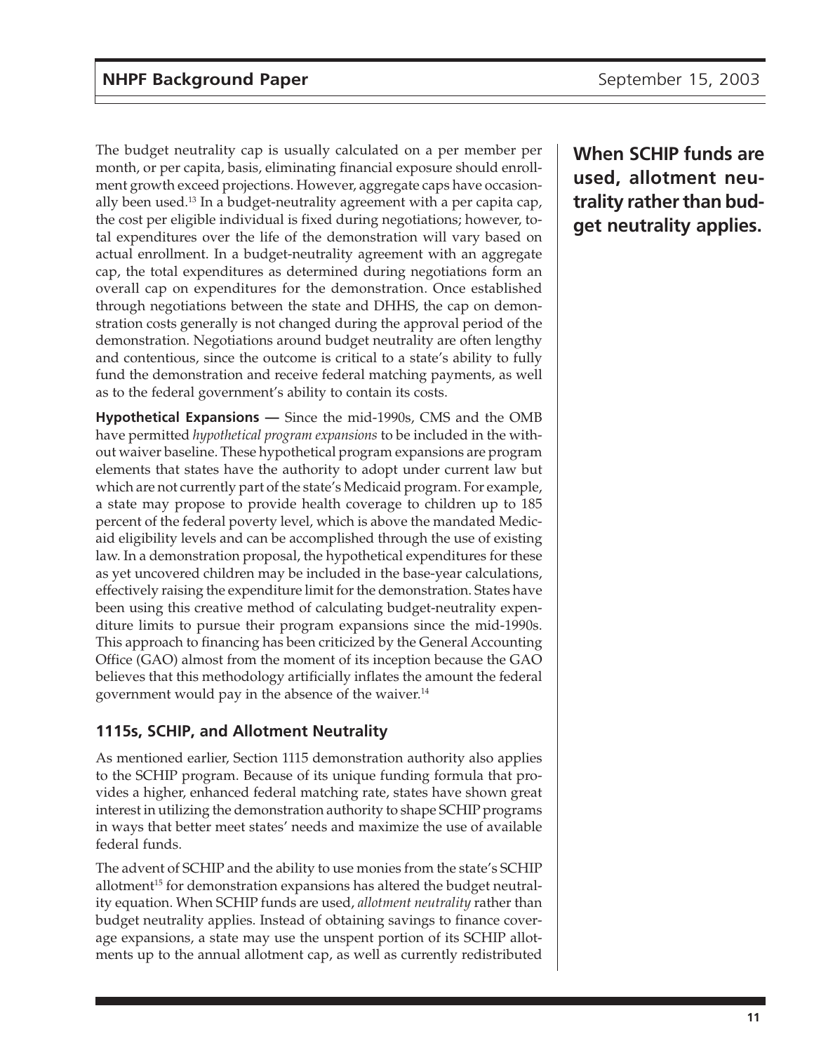The budget neutrality cap is usually calculated on a per member per month, or per capita, basis, eliminating financial exposure should enrollment growth exceed projections. However, aggregate caps have occasionally been used.[13] In a budget-neutrality agreement with a per capita cap, the cost per eligible individual is fixed during negotiations; however, total expenditures over the life of the demonstration will vary based on actual enrollment. In a budget-neutrality agreement with an aggregate cap, the total expenditures as determined during negotiations form an overall cap on expenditures for the demonstration. Once established through negotiations between the state and DHHS, the cap on demonstration costs generally is not changed during the approval period of the demonstration. Negotiations around budget neutrality are often lengthy and contentious, since the outcome is critical to a state's ability to fully fund the demonstration and receive federal matching payments, as well as to the federal government's ability to contain its costs.

**Hypothetical Expansions —** Since the mid-1990s, CMS and the OMB have permitted *hypothetical program expansions* to be included in the without waiver baseline. These hypothetical program expansions are program elements that states have the authority to adopt under current law but which are not currently part of the state's Medicaid program. For example, a state may propose to provide health coverage to children up to 185 percent of the federal poverty level, which is above the mandated Medicaid eligibility levels and can be accomplished through the use of existing law. In a demonstration proposal, the hypothetical expenditures for these as yet uncovered children may be included in the base-year calculations, effectively raising the expenditure limit for the demonstration. States have been using this creative method of calculating budget-neutrality expenditure limits to pursue their program expansions since the mid-1990s. This approach to financing has been criticized by the General Accounting Office (GAO) almost from the moment of its inception because the GAO believes that this methodology artificially inflates the amount the federal government would pay in the absence of the waiver.[14]

### 1115s, SCHIP, and Allotment Neutrality

As mentioned earlier, Section 1115 demonstration authority also applies to the SCHIP program. Because of its unique funding formula that provides a higher, enhanced federal matching rate, states have shown great interest in utilizing the demonstration authority to shape SCHIP programs in ways that better meet states' needs and maximize the use of available federal funds.

The advent of SCHIP and the ability to use monies from the state's SCHIP allotment[15] for demonstration expansions has altered the budget neutrality equation. When SCHIP funds are used, *allotment neutrality* rather than budget neutrality applies. Instead of obtaining savings to finance coverage expansions, a state may use the unspent portion of its SCHIP allotments up to the annual allotment cap, as well as currently redistributed

**When SCHIP funds are used, allotment neutrality rather than budget neutrality applies.**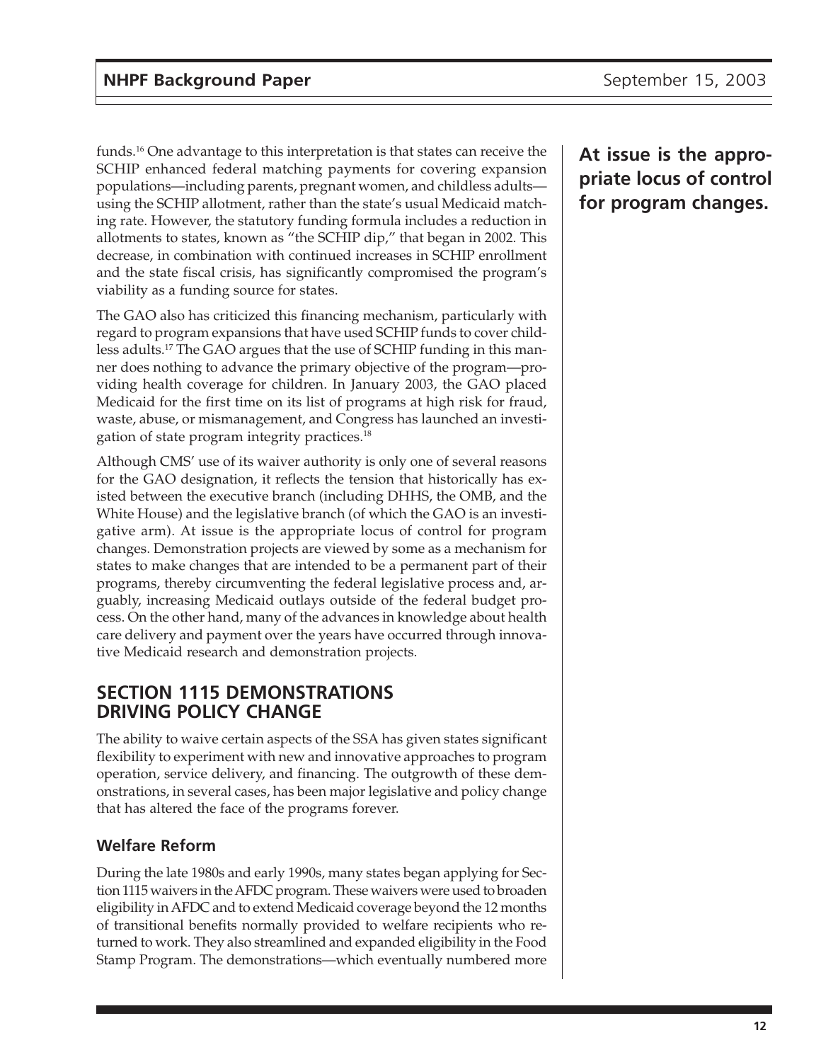funds.[16] One advantage to this interpretation is that states can receive the SCHIP enhanced federal matching payments for covering expansion populations—including parents, pregnant women, and childless adults—using the SCHIP allotment, rather than the state's usual Medicaid matching rate. However, the statutory funding formula includes a reduction in allotments to states, known as "the SCHIP dip," that began in 2002. This decrease, in combination with continued increases in SCHIP enrollment and the state fiscal crisis, has significantly compromised the program's viability as a funding source for states.

The GAO also has criticized this financing mechanism, particularly with regard to program expansions that have used SCHIP funds to cover childless adults.[17] The GAO argues that the use of SCHIP funding in this manner does nothing to advance the primary objective of the program—providing health coverage for children. In January 2003, the GAO placed Medicaid for the first time on its list of programs at high risk for fraud, waste, abuse, or mismanagement, and Congress has launched an investigation of state program integrity practices.[18]

Although CMS' use of its waiver authority is only one of several reasons for the GAO designation, it reflects the tension that historically has existed between the executive branch (including DHHS, the OMB, and the White House) and the legislative branch (of which the GAO is an investigative arm). At issue is the appropriate locus of control for program changes. Demonstration projects are viewed by some as a mechanism for states to make changes that are intended to be a permanent part of their programs, thereby circumventing the federal legislative process and, arguably, increasing Medicaid outlays outside of the federal budget process. On the other hand, many of the advances in knowledge about health care delivery and payment over the years have occurred through innovative Medicaid research and demonstration projects.

**At issue is the appropriate locus of control for program changes.**

## SECTION 1115 DEMONSTRATIONS DRIVING POLICY CHANGE

The ability to waive certain aspects of the SSA has given states significant flexibility to experiment with new and innovative approaches to program operation, service delivery, and financing. The outgrowth of these demonstrations, in several cases, has been major legislative and policy change that has altered the face of the programs forever.

### Welfare Reform

During the late 1980s and early 1990s, many states began applying for Section 1115 waivers in the AFDC program. These waivers were used to broaden eligibility in AFDC and to extend Medicaid coverage beyond the 12 months of transitional benefits normally provided to welfare recipients who returned to work. They also streamlined and expanded eligibility in the Food Stamp Program. The demonstrations—which eventually numbered more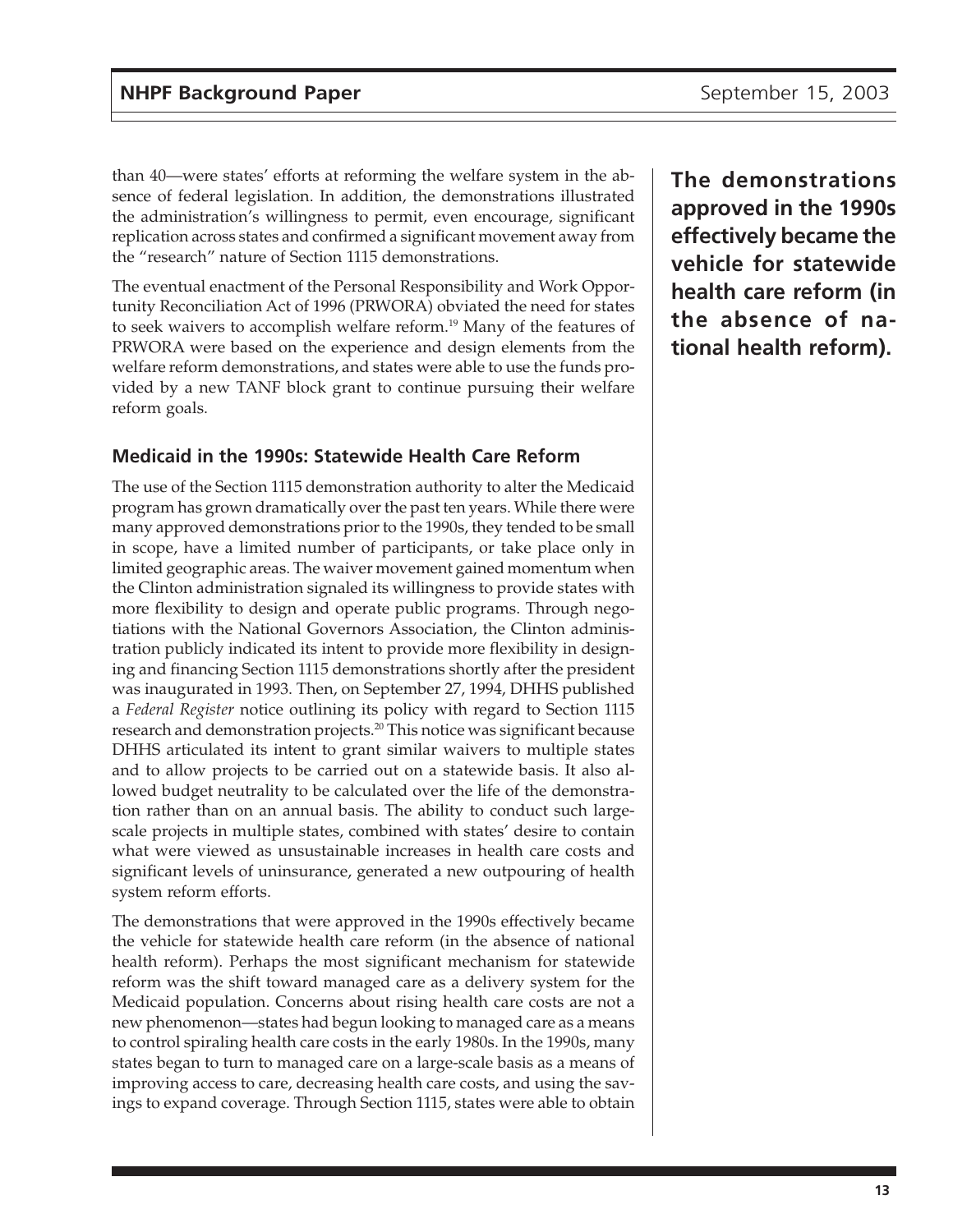than 40—were states' efforts at reforming the welfare system in the absence of federal legislation. In addition, the demonstrations illustrated the administration's willingness to permit, even encourage, significant replication across states and confirmed a significant movement away from the "research" nature of Section 1115 demonstrations.

The eventual enactment of the Personal Responsibility and Work Opportunity Reconciliation Act of 1996 (PRWORA) obviated the need for states to seek waivers to accomplish welfare reform.[19] Many of the features of PRWORA were based on the experience and design elements from the welfare reform demonstrations, and states were able to use the funds provided by a new TANF block grant to continue pursuing their welfare reform goals.

### Medicaid in the 1990s: Statewide Health Care Reform

The use of the Section 1115 demonstration authority to alter the Medicaid program has grown dramatically over the past ten years. While there were many approved demonstrations prior to the 1990s, they tended to be small in scope, have a limited number of participants, or take place only in limited geographic areas. The waiver movement gained momentum when the Clinton administration signaled its willingness to provide states with more flexibility to design and operate public programs. Through negotiations with the National Governors Association, the Clinton administration publicly indicated its intent to provide more flexibility in designing and financing Section 1115 demonstrations shortly after the president was inaugurated in 1993. Then, on September 27, 1994, DHHS published a *Federal Register* notice outlining its policy with regard to Section 1115 research and demonstration projects.[20] This notice was significant because DHHS articulated its intent to grant similar waivers to multiple states and to allow projects to be carried out on a statewide basis. It also allowed budget neutrality to be calculated over the life of the demonstration rather than on an annual basis. The ability to conduct such large-scale projects in multiple states, combined with states' desire to contain what were viewed as unsustainable increases in health care costs and significant levels of uninsurance, generated a new outpouring of health system reform efforts.

**The demonstrations approved in the 1990s effectively became the vehicle for statewide health care reform (in the absence of national health reform).**

The demonstrations that were approved in the 1990s effectively became the vehicle for statewide health care reform (in the absence of national health reform). Perhaps the most significant mechanism for statewide reform was the shift toward managed care as a delivery system for the Medicaid population. Concerns about rising health care costs are not a new phenomenon—states had begun looking to managed care as a means to control spiraling health care costs in the early 1980s. In the 1990s, many states began to turn to managed care on a large-scale basis as a means of improving access to care, decreasing health care costs, and using the savings to expand coverage. Through Section 1115, states were able to obtain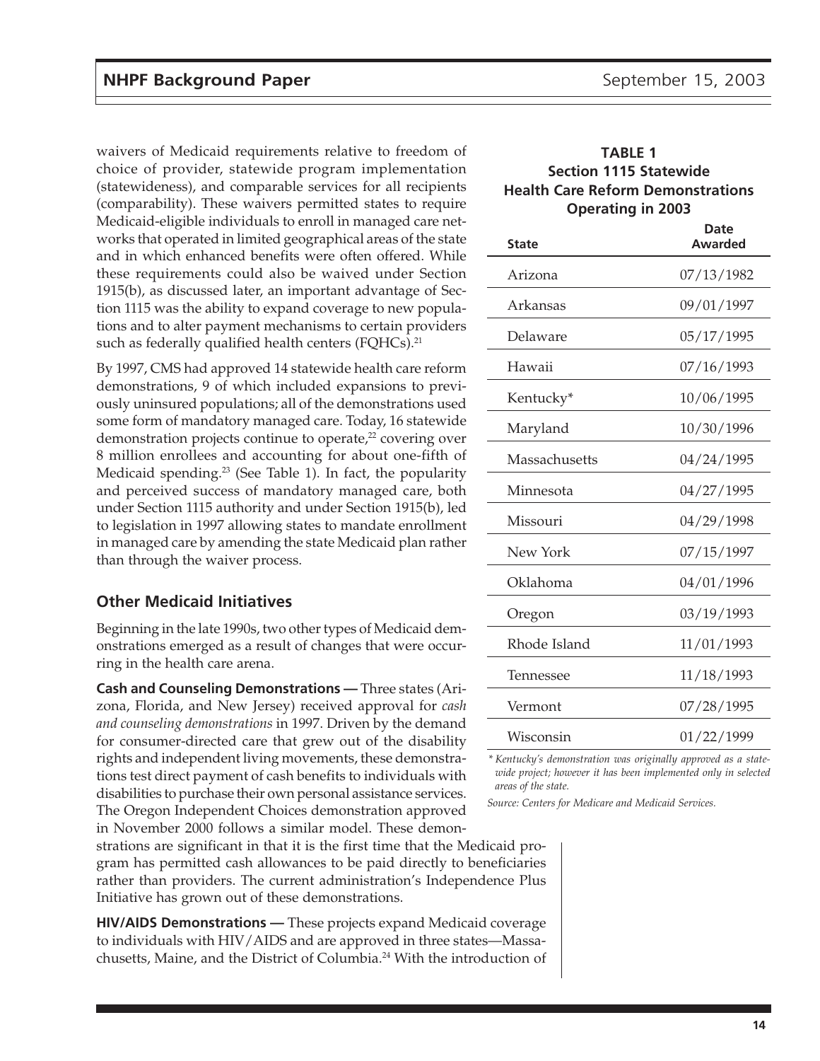waivers of Medicaid requirements relative to freedom of choice of provider, statewide program implementation (statewideness), and comparable services for all recipients (comparability). These waivers permitted states to require Medicaid-eligible individuals to enroll in managed care networks that operated in limited geographical areas of the state and in which enhanced benefits were often offered. While these requirements could also be waived under Section 1915(b), as discussed later, an important advantage of Section 1115 was the ability to expand coverage to new populations and to alter payment mechanisms to certain providers such as federally qualified health centers (FQHCs).[21]

By 1997, CMS had approved 14 statewide health care reform demonstrations, 9 of which included expansions to previously uninsured populations; all of the demonstrations used some form of mandatory managed care. Today, 16 statewide demonstration projects continue to operate,[22] covering over 8 million enrollees and accounting for about one-fifth of Medicaid spending.[23] (See Table 1). In fact, the popularity and perceived success of mandatory managed care, both under Section 1115 authority and under Section 1915(b), led to legislation in 1997 allowing states to mandate enrollment in managed care by amending the state Medicaid plan rather than through the waiver process.

**TABLE 1**
**Section 1115 Statewide Health Care Reform Demonstrations Operating in 2003**

| State | Date Awarded |
|---|---|
| Arizona | 07/13/1982 |
| Arkansas | 09/01/1997 |
| Delaware | 05/17/1995 |
| Hawaii | 07/16/1993 |
| Kentucky* | 10/06/1995 |
| Maryland | 10/30/1996 |
| Massachusetts | 04/24/1995 |
| Minnesota | 04/27/1995 |
| Missouri | 04/29/1998 |
| New York | 07/15/1997 |
| Oklahoma | 04/01/1996 |
| Oregon | 03/19/1993 |
| Rhode Island | 11/01/1993 |
| Tennessee | 11/18/1993 |
| Vermont | 07/28/1995 |
| Wisconsin | 01/22/1999 |

*\* Kentucky's demonstration was originally approved as a statewide project; however it has been implemented only in selected areas of the state.*

*Source: Centers for Medicare and Medicaid Services.*

## Other Medicaid Initiatives

Beginning in the late 1990s, two other types of Medicaid demonstrations emerged as a result of changes that were occurring in the health care arena.

**Cash and Counseling Demonstrations —** Three states (Arizona, Florida, and New Jersey) received approval for *cash and counseling demonstrations* in 1997. Driven by the demand for consumer-directed care that grew out of the disability rights and independent living movements, these demonstrations test direct payment of cash benefits to individuals with disabilities to purchase their own personal assistance services. The Oregon Independent Choices demonstration approved in November 2000 follows a similar model. These demonstrations are significant in that it is the first time that the Medicaid program has permitted cash allowances to be paid directly to beneficiaries rather than providers. The current administration's Independence Plus Initiative has grown out of these demonstrations.

**HIV/AIDS Demonstrations —** These projects expand Medicaid coverage to individuals with HIV/AIDS and are approved in three states—Massachusetts, Maine, and the District of Columbia.[24] With the introduction of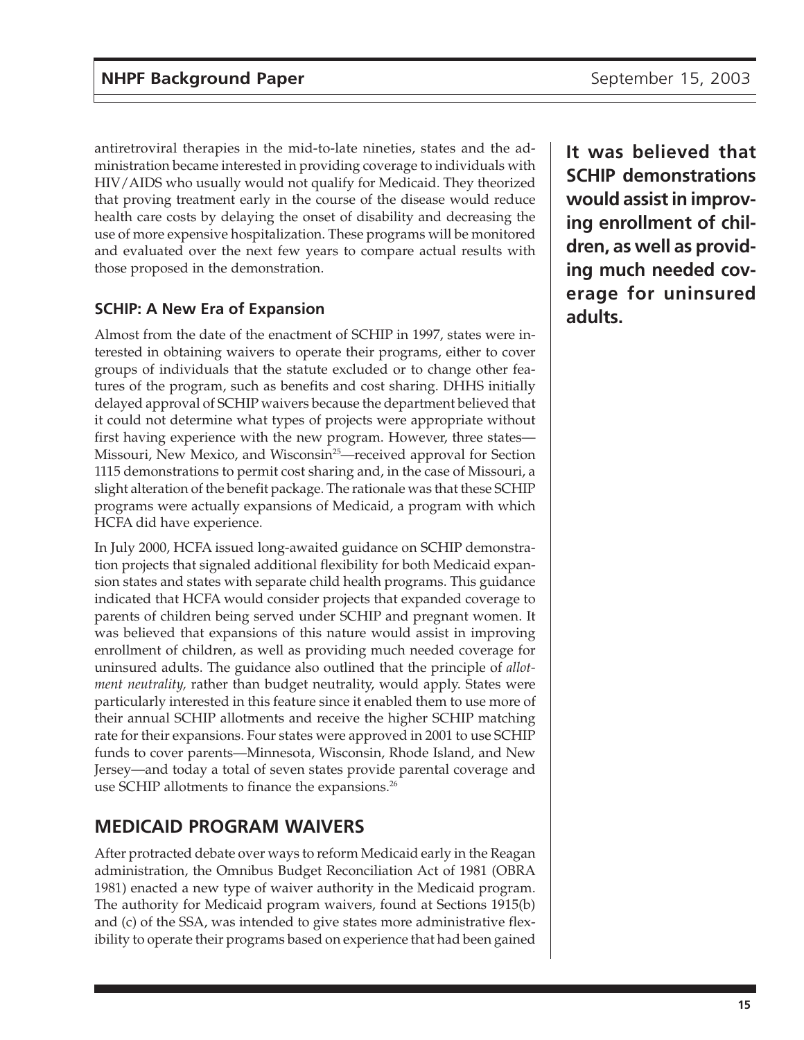antiretroviral therapies in the mid-to-late nineties, states and the administration became interested in providing coverage to individuals with HIV/AIDS who usually would not qualify for Medicaid. They theorized that proving treatment early in the course of the disease would reduce health care costs by delaying the onset of disability and decreasing the use of more expensive hospitalization. These programs will be monitored and evaluated over the next few years to compare actual results with those proposed in the demonstration.

**It was believed that SCHIP demonstrations would assist in improving enrollment of children, as well as providing much needed coverage for uninsured adults.**

### SCHIP: A New Era of Expansion

Almost from the date of the enactment of SCHIP in 1997, states were interested in obtaining waivers to operate their programs, either to cover groups of individuals that the statute excluded or to change other features of the program, such as benefits and cost sharing. DHHS initially delayed approval of SCHIP waivers because the department believed that it could not determine what types of projects were appropriate without first having experience with the new program. However, three states—Missouri, New Mexico, and Wisconsin[25]—received approval for Section 1115 demonstrations to permit cost sharing and, in the case of Missouri, a slight alteration of the benefit package. The rationale was that these SCHIP programs were actually expansions of Medicaid, a program with which HCFA did have experience.

In July 2000, HCFA issued long-awaited guidance on SCHIP demonstration projects that signaled additional flexibility for both Medicaid expansion states and states with separate child health programs. This guidance indicated that HCFA would consider projects that expanded coverage to parents of children being served under SCHIP and pregnant women. It was believed that expansions of this nature would assist in improving enrollment of children, as well as providing much needed coverage for uninsured adults. The guidance also outlined that the principle of *allotment neutrality,* rather than budget neutrality, would apply. States were particularly interested in this feature since it enabled them to use more of their annual SCHIP allotments and receive the higher SCHIP matching rate for their expansions. Four states were approved in 2001 to use SCHIP funds to cover parents—Minnesota, Wisconsin, Rhode Island, and New Jersey—and today a total of seven states provide parental coverage and use SCHIP allotments to finance the expansions.[26]

## MEDICAID PROGRAM WAIVERS

After protracted debate over ways to reform Medicaid early in the Reagan administration, the Omnibus Budget Reconciliation Act of 1981 (OBRA 1981) enacted a new type of waiver authority in the Medicaid program. The authority for Medicaid program waivers, found at Sections 1915(b) and (c) of the SSA, was intended to give states more administrative flexibility to operate their programs based on experience that had been gained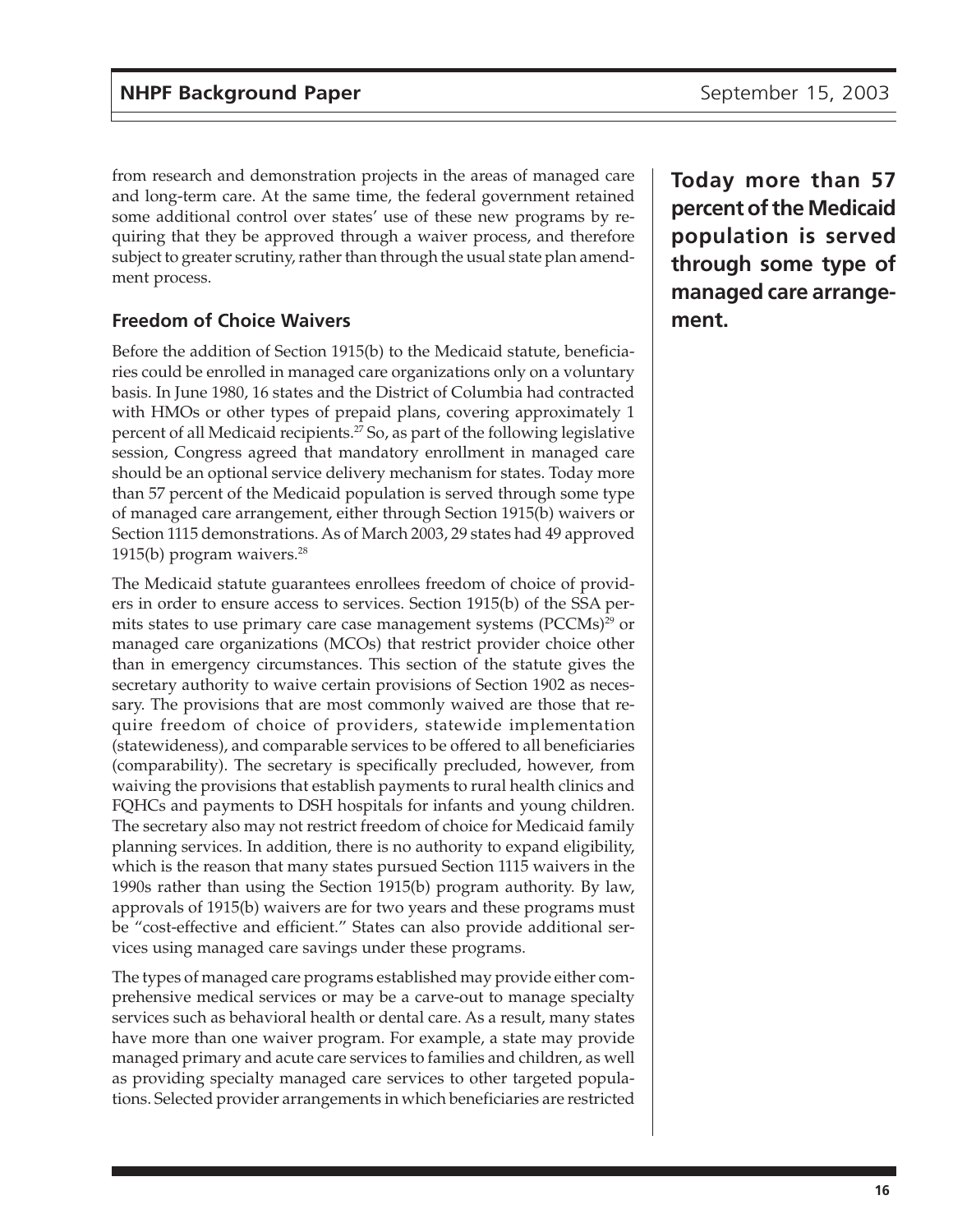from research and demonstration projects in the areas of managed care and long-term care. At the same time, the federal government retained some additional control over states' use of these new programs by requiring that they be approved through a waiver process, and therefore subject to greater scrutiny, rather than through the usual state plan amendment process.

**Today more than 57 percent of the Medicaid population is served through some type of managed care arrangement.**

### Freedom of Choice Waivers

Before the addition of Section 1915(b) to the Medicaid statute, beneficiaries could be enrolled in managed care organizations only on a voluntary basis. In June 1980, 16 states and the District of Columbia had contracted with HMOs or other types of prepaid plans, covering approximately 1 percent of all Medicaid recipients.[27] So, as part of the following legislative session, Congress agreed that mandatory enrollment in managed care should be an optional service delivery mechanism for states. Today more than 57 percent of the Medicaid population is served through some type of managed care arrangement, either through Section 1915(b) waivers or Section 1115 demonstrations. As of March 2003, 29 states had 49 approved 1915(b) program waivers.[28]

The Medicaid statute guarantees enrollees freedom of choice of providers in order to ensure access to services. Section 1915(b) of the SSA permits states to use primary care case management systems (PCCMs)[29] or managed care organizations (MCOs) that restrict provider choice other than in emergency circumstances. This section of the statute gives the secretary authority to waive certain provisions of Section 1902 as necessary. The provisions that are most commonly waived are those that require freedom of choice of providers, statewide implementation (statewideness), and comparable services to be offered to all beneficiaries (comparability). The secretary is specifically precluded, however, from waiving the provisions that establish payments to rural health clinics and FQHCs and payments to DSH hospitals for infants and young children. The secretary also may not restrict freedom of choice for Medicaid family planning services. In addition, there is no authority to expand eligibility, which is the reason that many states pursued Section 1115 waivers in the 1990s rather than using the Section 1915(b) program authority. By law, approvals of 1915(b) waivers are for two years and these programs must be "cost-effective and efficient." States can also provide additional services using managed care savings under these programs.

The types of managed care programs established may provide either comprehensive medical services or may be a carve-out to manage specialty services such as behavioral health or dental care. As a result, many states have more than one waiver program. For example, a state may provide managed primary and acute care services to families and children, as well as providing specialty managed care services to other targeted populations. Selected provider arrangements in which beneficiaries are restricted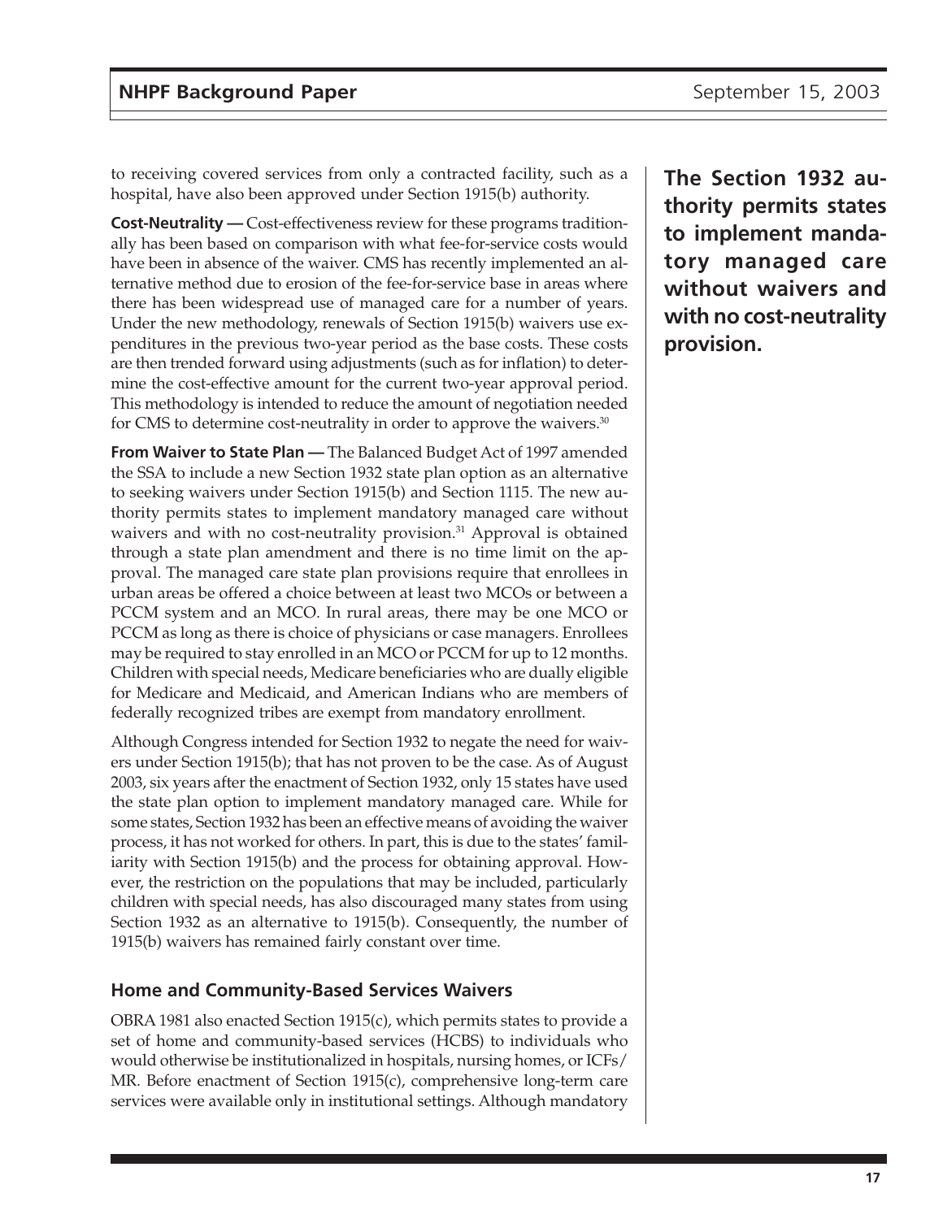to receiving covered services from only a contracted facility, such as a hospital, have also been approved under Section 1915(b) authority.

**Cost-Neutrality —** Cost-effectiveness review for these programs traditionally has been based on comparison with what fee-for-service costs would have been in absence of the waiver. CMS has recently implemented an alternative method due to erosion of the fee-for-service base in areas where there has been widespread use of managed care for a number of years. Under the new methodology, renewals of Section 1915(b) waivers use expenditures in the previous two-year period as the base costs. These costs are then trended forward using adjustments (such as for inflation) to determine the cost-effective amount for the current two-year approval period. This methodology is intended to reduce the amount of negotiation needed for CMS to determine cost-neutrality in order to approve the waivers.[30]

**From Waiver to State Plan —** The Balanced Budget Act of 1997 amended the SSA to include a new Section 1932 state plan option as an alternative to seeking waivers under Section 1915(b) and Section 1115. The new authority permits states to implement mandatory managed care without waivers and with no cost-neutrality provision.[31] Approval is obtained through a state plan amendment and there is no time limit on the approval. The managed care state plan provisions require that enrollees in urban areas be offered a choice between at least two MCOs or between a PCCM system and an MCO. In rural areas, there may be one MCO or PCCM as long as there is choice of physicians or case managers. Enrollees may be required to stay enrolled in an MCO or PCCM for up to 12 months. Children with special needs, Medicare beneficiaries who are dually eligible for Medicare and Medicaid, and American Indians who are members of federally recognized tribes are exempt from mandatory enrollment.

**The Section 1932 authority permits states to implement mandatory managed care without waivers and with no cost-neutrality provision.**

Although Congress intended for Section 1932 to negate the need for waivers under Section 1915(b); that has not proven to be the case. As of August 2003, six years after the enactment of Section 1932, only 15 states have used the state plan option to implement mandatory managed care. While for some states, Section 1932 has been an effective means of avoiding the waiver process, it has not worked for others. In part, this is due to the states' familiarity with Section 1915(b) and the process for obtaining approval. However, the restriction on the populations that may be included, particularly children with special needs, has also discouraged many states from using Section 1932 as an alternative to 1915(b). Consequently, the number of 1915(b) waivers has remained fairly constant over time.

### Home and Community-Based Services Waivers

OBRA 1981 also enacted Section 1915(c), which permits states to provide a set of home and community-based services (HCBS) to individuals who would otherwise be institutionalized in hospitals, nursing homes, or ICFs/MR. Before enactment of Section 1915(c), comprehensive long-term care services were available only in institutional settings. Although mandatory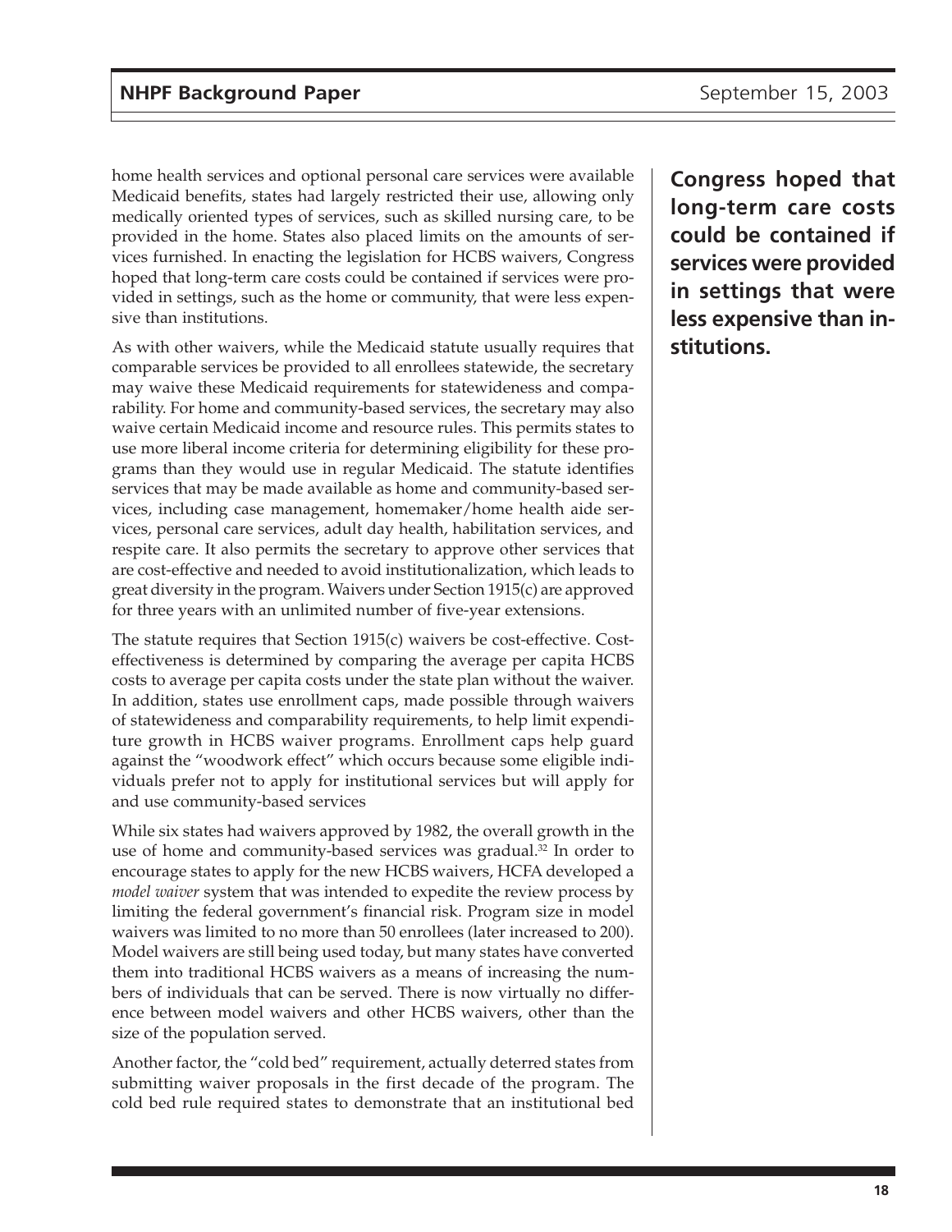home health services and optional personal care services were available Medicaid benefits, states had largely restricted their use, allowing only medically oriented types of services, such as skilled nursing care, to be provided in the home. States also placed limits on the amounts of services furnished. In enacting the legislation for HCBS waivers, Congress hoped that long-term care costs could be contained if services were provided in settings, such as the home or community, that were less expensive than institutions.

**Congress hoped that long-term care costs could be contained if services were provided in settings that were less expensive than institutions.**

As with other waivers, while the Medicaid statute usually requires that comparable services be provided to all enrollees statewide, the secretary may waive these Medicaid requirements for statewideness and comparability. For home and community-based services, the secretary may also waive certain Medicaid income and resource rules. This permits states to use more liberal income criteria for determining eligibility for these programs than they would use in regular Medicaid. The statute identifies services that may be made available as home and community-based services, including case management, homemaker/home health aide services, personal care services, adult day health, habilitation services, and respite care. It also permits the secretary to approve other services that are cost-effective and needed to avoid institutionalization, which leads to great diversity in the program. Waivers under Section 1915(c) are approved for three years with an unlimited number of five-year extensions.

The statute requires that Section 1915(c) waivers be cost-effective. Cost-effectiveness is determined by comparing the average per capita HCBS costs to average per capita costs under the state plan without the waiver. In addition, states use enrollment caps, made possible through waivers of statewideness and comparability requirements, to help limit expenditure growth in HCBS waiver programs. Enrollment caps help guard against the "woodwork effect" which occurs because some eligible individuals prefer not to apply for institutional services but will apply for and use community-based services

While six states had waivers approved by 1982, the overall growth in the use of home and community-based services was gradual.[32] In order to encourage states to apply for the new HCBS waivers, HCFA developed a *model waiver* system that was intended to expedite the review process by limiting the federal government's financial risk. Program size in model waivers was limited to no more than 50 enrollees (later increased to 200). Model waivers are still being used today, but many states have converted them into traditional HCBS waivers as a means of increasing the numbers of individuals that can be served. There is now virtually no difference between model waivers and other HCBS waivers, other than the size of the population served.

Another factor, the "cold bed" requirement, actually deterred states from submitting waiver proposals in the first decade of the program. The cold bed rule required states to demonstrate that an institutional bed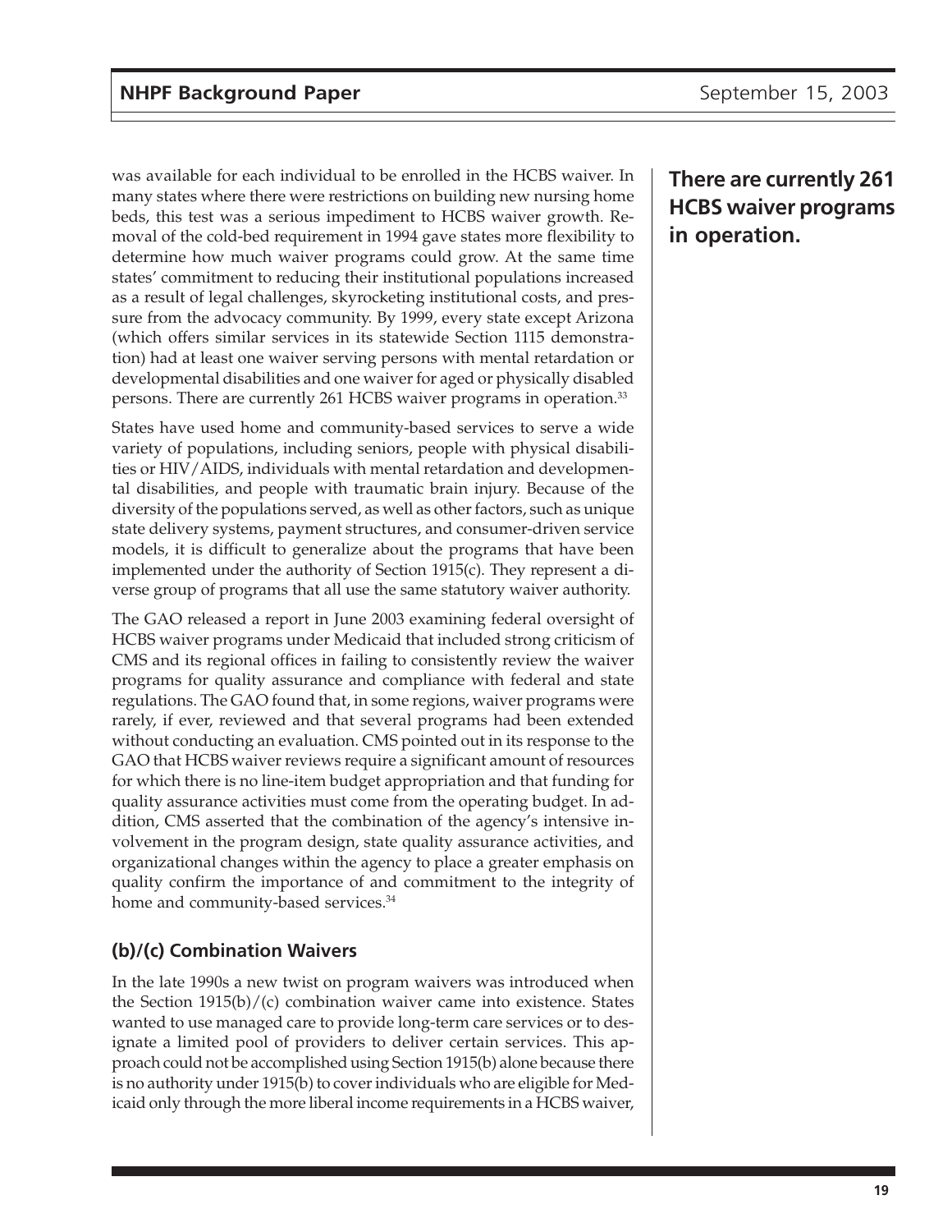was available for each individual to be enrolled in the HCBS waiver. In many states where there were restrictions on building new nursing home beds, this test was a serious impediment to HCBS waiver growth. Removal of the cold-bed requirement in 1994 gave states more flexibility to determine how much waiver programs could grow. At the same time states' commitment to reducing their institutional populations increased as a result of legal challenges, skyrocketing institutional costs, and pressure from the advocacy community. By 1999, every state except Arizona (which offers similar services in its statewide Section 1115 demonstration) had at least one waiver serving persons with mental retardation or developmental disabilities and one waiver for aged or physically disabled persons. There are currently 261 HCBS waiver programs in operation.[33]

**There are currently 261 HCBS waiver programs in operation.**

States have used home and community-based services to serve a wide variety of populations, including seniors, people with physical disabilities or HIV/AIDS, individuals with mental retardation and developmental disabilities, and people with traumatic brain injury. Because of the diversity of the populations served, as well as other factors, such as unique state delivery systems, payment structures, and consumer-driven service models, it is difficult to generalize about the programs that have been implemented under the authority of Section 1915(c). They represent a diverse group of programs that all use the same statutory waiver authority.

The GAO released a report in June 2003 examining federal oversight of HCBS waiver programs under Medicaid that included strong criticism of CMS and its regional offices in failing to consistently review the waiver programs for quality assurance and compliance with federal and state regulations. The GAO found that, in some regions, waiver programs were rarely, if ever, reviewed and that several programs had been extended without conducting an evaluation. CMS pointed out in its response to the GAO that HCBS waiver reviews require a significant amount of resources for which there is no line-item budget appropriation and that funding for quality assurance activities must come from the operating budget. In addition, CMS asserted that the combination of the agency's intensive involvement in the program design, state quality assurance activities, and organizational changes within the agency to place a greater emphasis on quality confirm the importance of and commitment to the integrity of home and community-based services.[34]

## (b)/(c) Combination Waivers

In the late 1990s a new twist on program waivers was introduced when the Section 1915(b)/(c) combination waiver came into existence. States wanted to use managed care to provide long-term care services or to designate a limited pool of providers to deliver certain services. This approach could not be accomplished using Section 1915(b) alone because there is no authority under 1915(b) to cover individuals who are eligible for Medicaid only through the more liberal income requirements in a HCBS waiver,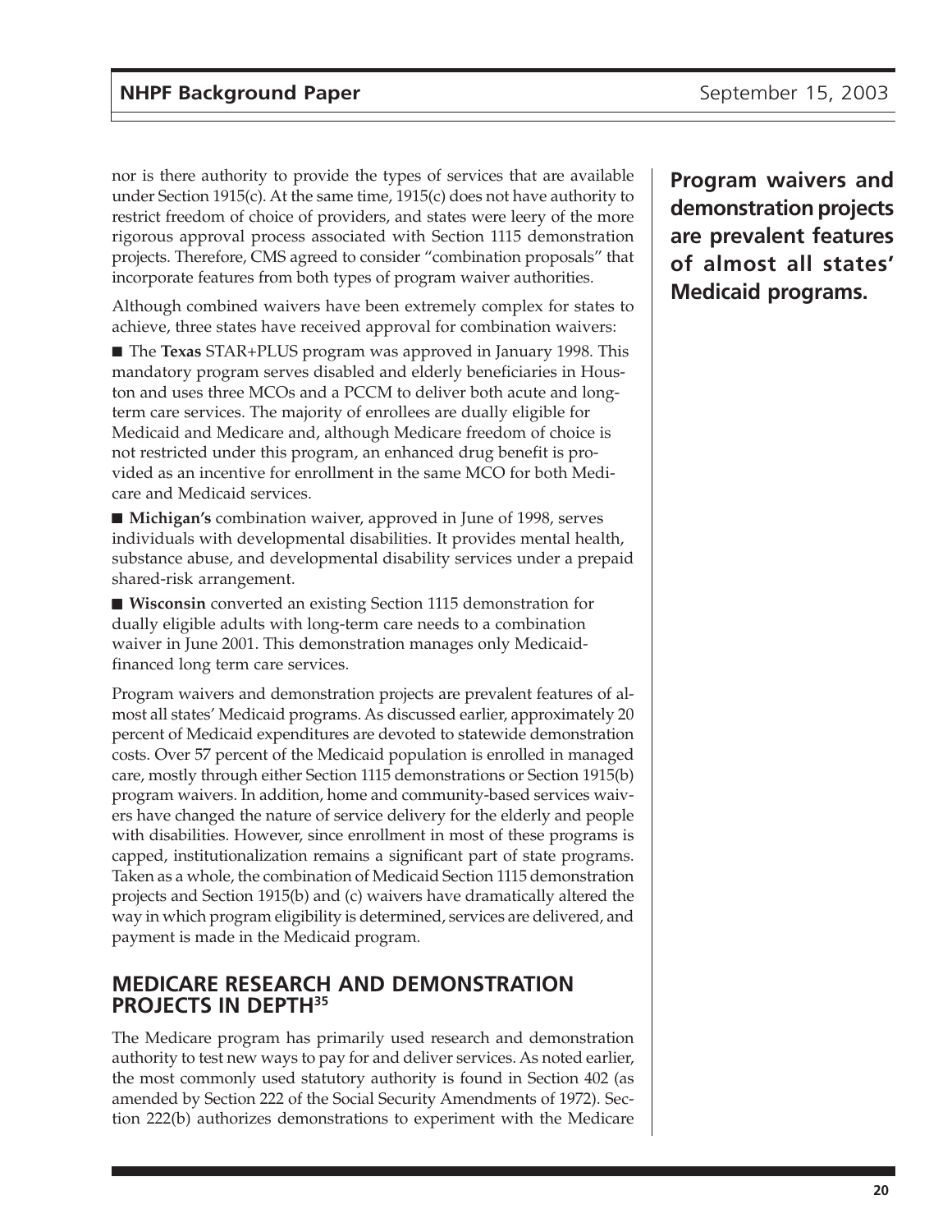nor is there authority to provide the types of services that are available under Section 1915(c). At the same time, 1915(c) does not have authority to restrict freedom of choice of providers, and states were leery of the more rigorous approval process associated with Section 1115 demonstration projects. Therefore, CMS agreed to consider "combination proposals" that incorporate features from both types of program waiver authorities.

**Program waivers and demonstration projects are prevalent features of almost all states' Medicaid programs.**

Although combined waivers have been extremely complex for states to achieve, three states have received approval for combination waivers:

- The **Texas** STAR+PLUS program was approved in January 1998. This mandatory program serves disabled and elderly beneficiaries in Houston and uses three MCOs and a PCCM to deliver both acute and long-term care services. The majority of enrollees are dually eligible for Medicaid and Medicare and, although Medicare freedom of choice is not restricted under this program, an enhanced drug benefit is provided as an incentive for enrollment in the same MCO for both Medicare and Medicaid services.
- **Michigan's** combination waiver, approved in June of 1998, serves individuals with developmental disabilities. It provides mental health, substance abuse, and developmental disability services under a prepaid shared-risk arrangement.
- **Wisconsin** converted an existing Section 1115 demonstration for dually eligible adults with long-term care needs to a combination waiver in June 2001. This demonstration manages only Medicaid-financed long term care services.

Program waivers and demonstration projects are prevalent features of almost all states' Medicaid programs. As discussed earlier, approximately 20 percent of Medicaid expenditures are devoted to statewide demonstration costs. Over 57 percent of the Medicaid population is enrolled in managed care, mostly through either Section 1115 demonstrations or Section 1915(b) program waivers. In addition, home and community-based services waivers have changed the nature of service delivery for the elderly and people with disabilities. However, since enrollment in most of these programs is capped, institutionalization remains a significant part of state programs. Taken as a whole, the combination of Medicaid Section 1115 demonstration projects and Section 1915(b) and (c) waivers have dramatically altered the way in which program eligibility is determined, services are delivered, and payment is made in the Medicaid program.

## MEDICARE RESEARCH AND DEMONSTRATION PROJECTS IN DEPTH[35]

The Medicare program has primarily used research and demonstration authority to test new ways to pay for and deliver services. As noted earlier, the most commonly used statutory authority is found in Section 402 (as amended by Section 222 of the Social Security Amendments of 1972). Section 222(b) authorizes demonstrations to experiment with the Medicare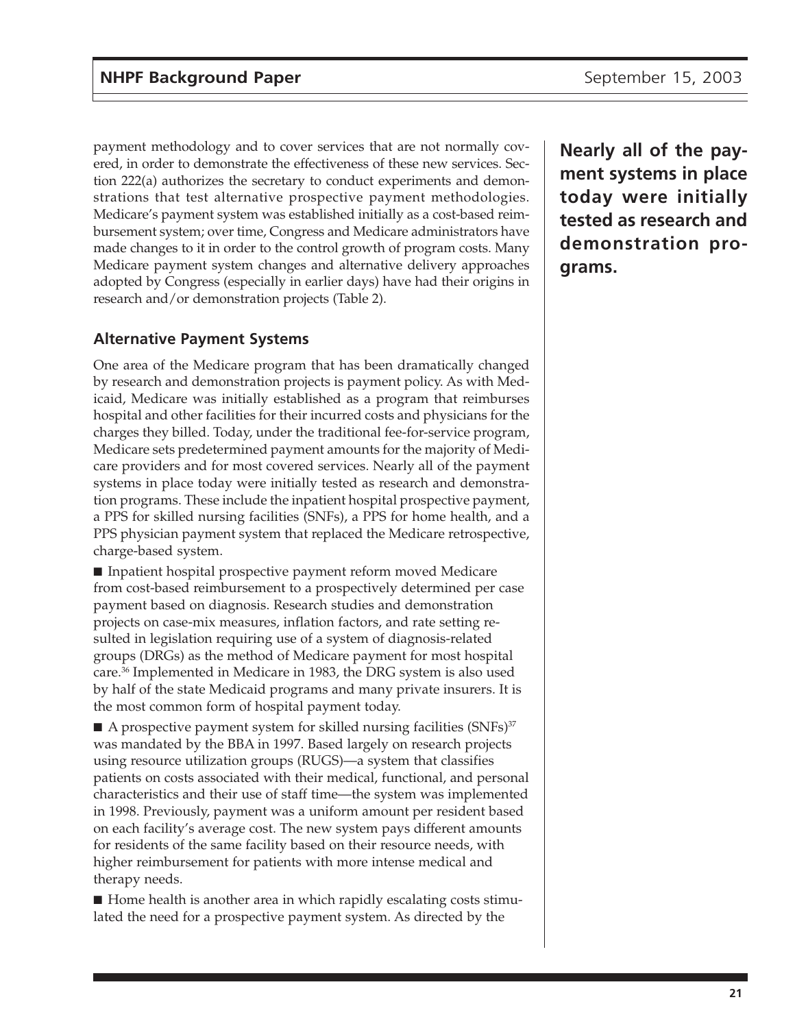payment methodology and to cover services that are not normally covered, in order to demonstrate the effectiveness of these new services. Section 222(a) authorizes the secretary to conduct experiments and demonstrations that test alternative prospective payment methodologies. Medicare's payment system was established initially as a cost-based reimbursement system; over time, Congress and Medicare administrators have made changes to it in order to the control growth of program costs. Many Medicare payment system changes and alternative delivery approaches adopted by Congress (especially in earlier days) have had their origins in research and/or demonstration projects (Table 2).

**Nearly all of the payment systems in place today were initially tested as research and demonstration programs.**

### Alternative Payment Systems

One area of the Medicare program that has been dramatically changed by research and demonstration projects is payment policy. As with Medicaid, Medicare was initially established as a program that reimburses hospital and other facilities for their incurred costs and physicians for the charges they billed. Today, under the traditional fee-for-service program, Medicare sets predetermined payment amounts for the majority of Medicare providers and for most covered services. Nearly all of the payment systems in place today were initially tested as research and demonstration programs. These include the inpatient hospital prospective payment, a PPS for skilled nursing facilities (SNFs), a PPS for home health, and a PPS physician payment system that replaced the Medicare retrospective, charge-based system.

- Inpatient hospital prospective payment reform moved Medicare from cost-based reimbursement to a prospectively determined per case payment based on diagnosis. Research studies and demonstration projects on case-mix measures, inflation factors, and rate setting resulted in legislation requiring use of a system of diagnosis-related groups (DRGs) as the method of Medicare payment for most hospital care.[36] Implemented in Medicare in 1983, the DRG system is also used by half of the state Medicaid programs and many private insurers. It is the most common form of hospital payment today.

- A prospective payment system for skilled nursing facilities (SNFs)[37] was mandated by the BBA in 1997. Based largely on research projects using resource utilization groups (RUGS)—a system that classifies patients on costs associated with their medical, functional, and personal characteristics and their use of staff time—the system was implemented in 1998. Previously, payment was a uniform amount per resident based on each facility's average cost. The new system pays different amounts for residents of the same facility based on their resource needs, with higher reimbursement for patients with more intense medical and therapy needs.

- Home health is another area in which rapidly escalating costs stimulated the need for a prospective payment system. As directed by the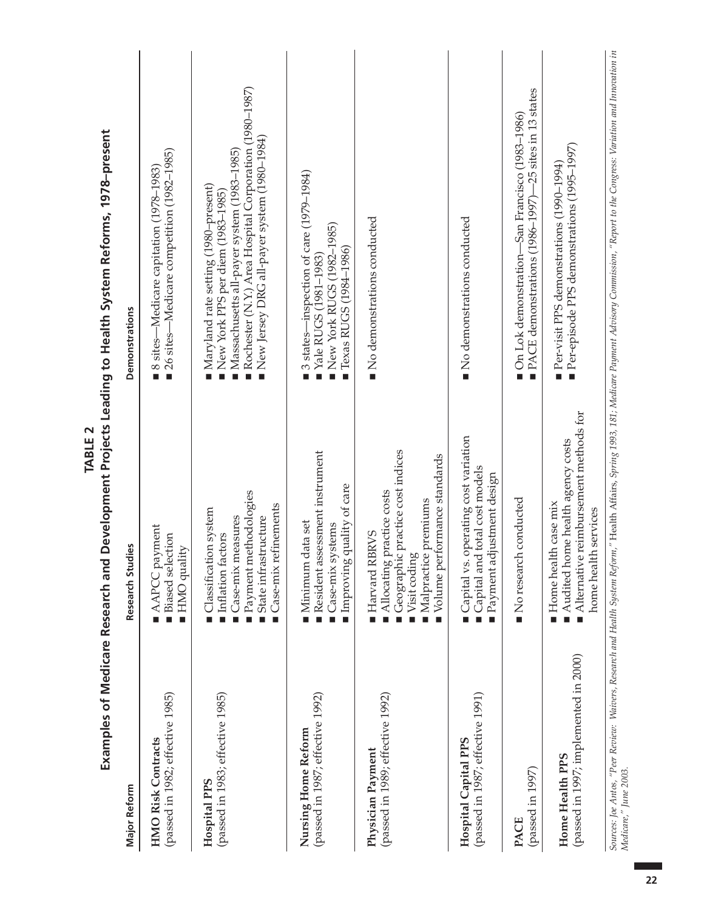# TABLE 2

## Examples of Medicare Research and Development Projects Leading to Health System Reforms, 1978–present

| Major Reform | Research Studies | Demonstrations |
|---|---|---|
| **HMO Risk Contracts** (passed in 1982; effective 1985) | ■ AAPCC payment<br>■ Biased selection<br>■ HMO quality | ■ 8 sites—Medicare capitation (1978–1983)<br>■ 26 sites—Medicare competition (1982–1985) |
| **Hospital PPS** (passed in 1983; effective 1985) | ■ Classification system<br>■ Inflation factors<br>■ Case-mix measures<br>■ Payment methodologies<br>■ State infrastructure<br>■ Case-mix refinements | ■ Maryland rate setting (1980–present)<br>■ New York PPS per diem (1983–1985)<br>■ Massachusetts all-payer system (1983–1985)<br>■ Rochester (N.Y.) Area Hospital Corporation (1980–1987)<br>■ New Jersey DRG all-payer system (1980–1984) |
| **Nursing Home Reform** (passed in 1987; effective 1992) | ■ Minimum data set<br>■ Resident assessment instrument<br>■ Case-mix systems<br>■ Improving quality of care | ■ 3 states—inspection of care (1979–1984)<br>■ Yale RUGS (1981–1983)<br>■ New York RUGS (1982–1985)<br>■ Texas RUGS (1984–1986) |
| **Physician Payment** (passed in 1989; effective 1992) | ■ Harvard RBRVS<br>■ Allocating practice costs<br>■ Geographic practice cost indices<br>■ Visit coding<br>■ Malpractice premiums<br>■ Volume performance standards | ■ No demonstrations conducted |
| **Hospital Capital PPS** (passed in 1987; effective 1991) | ■ Capital vs. operating cost variation<br>■ Capital and total cost models<br>■ Payment adjustment design | ■ No demonstrations conducted |
| **PACE** (passed in 1997) | ■ No research conducted | ■ On Lok demonstration—San Francisco (1983–1986)<br>■ PACE demonstrations (1986–1997)—25 sites in 13 states |
| **Home Health PPS** (passed in 1997; implemented in 2000) | ■ Home health case mix<br>■ Audited home health agency costs<br>■ Alternative reimbursement methods for home health services | ■ Per-visit PPS demonstrations (1990–1994)<br>■ Per-episode PPS demonstrations (1995–1997) |

*Sources: Joe Antos, "Peer Review: Waivers, Research and Health System Reform," Health Affairs, Spring 1993, 181; Medicare Payment Advisory Commission, "Report to the Congress: Variation and Innovation in Medicare," June 2003.*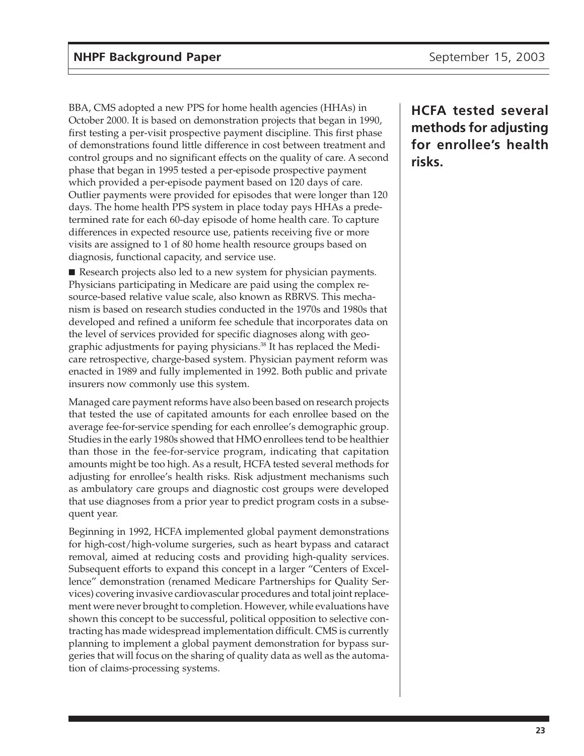BBA, CMS adopted a new PPS for home health agencies (HHAs) in October 2000. It is based on demonstration projects that began in 1990, first testing a per-visit prospective payment discipline. This first phase of demonstrations found little difference in cost between treatment and control groups and no significant effects on the quality of care. A second phase that began in 1995 tested a per-episode prospective payment which provided a per-episode payment based on 120 days of care. Outlier payments were provided for episodes that were longer than 120 days. The home health PPS system in place today pays HHAs a predetermined rate for each 60-day episode of home health care. To capture differences in expected resource use, patients receiving five or more visits are assigned to 1 of 80 home health resource groups based on diagnosis, functional capacity, and service use.

■ Research projects also led to a new system for physician payments. Physicians participating in Medicare are paid using the complex resource-based relative value scale, also known as RBRVS. This mechanism is based on research studies conducted in the 1970s and 1980s that developed and refined a uniform fee schedule that incorporates data on the level of services provided for specific diagnoses along with geographic adjustments for paying physicians.[38] It has replaced the Medicare retrospective, charge-based system. Physician payment reform was enacted in 1989 and fully implemented in 1992. Both public and private insurers now commonly use this system.

Managed care payment reforms have also been based on research projects that tested the use of capitated amounts for each enrollee based on the average fee-for-service spending for each enrollee's demographic group. Studies in the early 1980s showed that HMO enrollees tend to be healthier than those in the fee-for-service program, indicating that capitation amounts might be too high. As a result, HCFA tested several methods for adjusting for enrollee's health risks. Risk adjustment mechanisms such as ambulatory care groups and diagnostic cost groups were developed that use diagnoses from a prior year to predict program costs in a subsequent year.

**HCFA tested several methods for adjusting for enrollee's health risks.**

Beginning in 1992, HCFA implemented global payment demonstrations for high-cost/high-volume surgeries, such as heart bypass and cataract removal, aimed at reducing costs and providing high-quality services. Subsequent efforts to expand this concept in a larger "Centers of Excellence" demonstration (renamed Medicare Partnerships for Quality Services) covering invasive cardiovascular procedures and total joint replacement were never brought to completion. However, while evaluations have shown this concept to be successful, political opposition to selective contracting has made widespread implementation difficult. CMS is currently planning to implement a global payment demonstration for bypass surgeries that will focus on the sharing of quality data as well as the automation of claims-processing systems.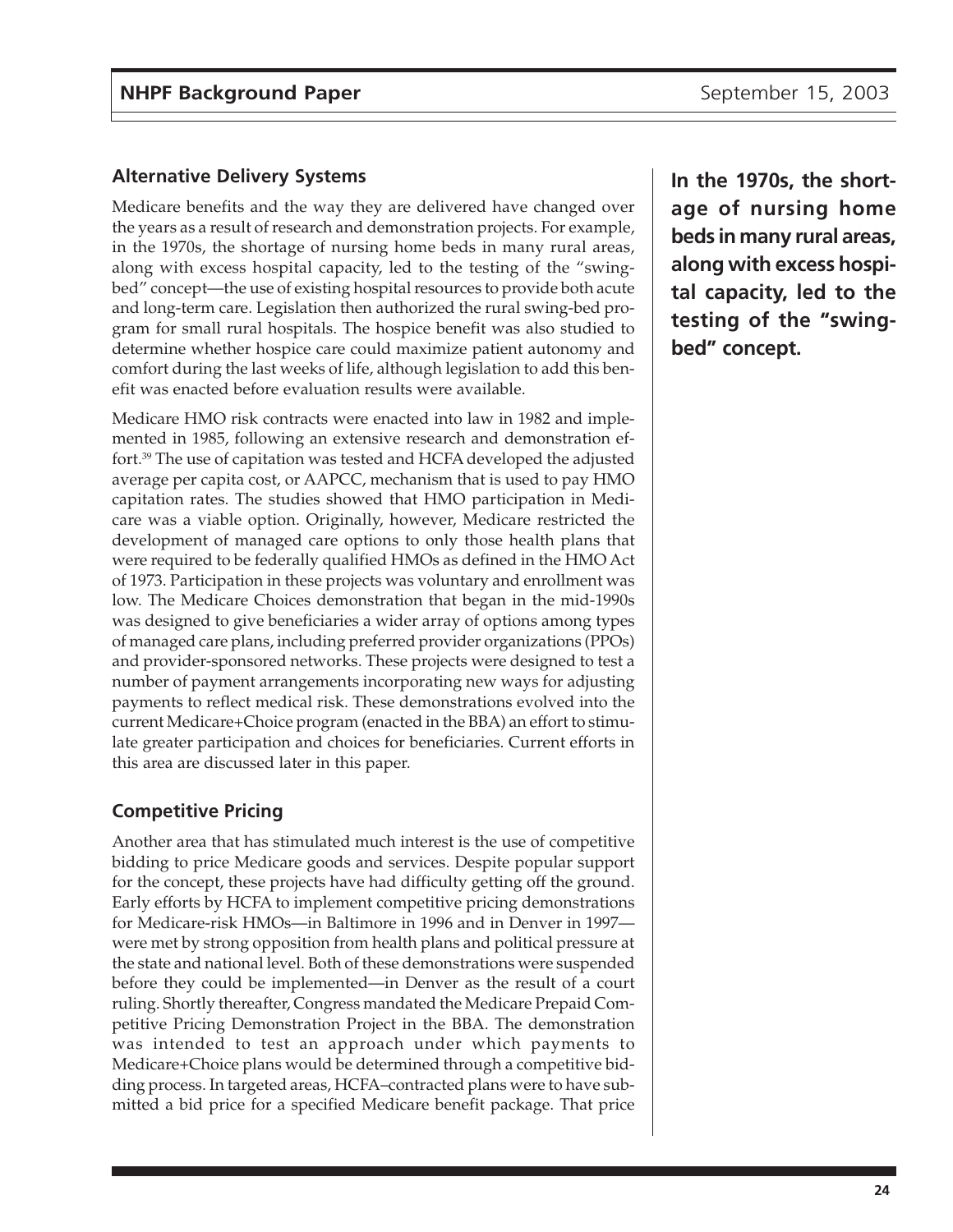## Alternative Delivery Systems

Medicare benefits and the way they are delivered have changed over the years as a result of research and demonstration projects. For example, in the 1970s, the shortage of nursing home beds in many rural areas, along with excess hospital capacity, led to the testing of the "swing-bed" concept—the use of existing hospital resources to provide both acute and long-term care. Legislation then authorized the rural swing-bed program for small rural hospitals. The hospice benefit was also studied to determine whether hospice care could maximize patient autonomy and comfort during the last weeks of life, although legislation to add this benefit was enacted before evaluation results were available.

**In the 1970s, the shortage of nursing home beds in many rural areas, along with excess hospital capacity, led to the testing of the "swing-bed" concept.**

Medicare HMO risk contracts were enacted into law in 1982 and implemented in 1985, following an extensive research and demonstration effort.[39] The use of capitation was tested and HCFA developed the adjusted average per capita cost, or AAPCC, mechanism that is used to pay HMO capitation rates. The studies showed that HMO participation in Medicare was a viable option. Originally, however, Medicare restricted the development of managed care options to only those health plans that were required to be federally qualified HMOs as defined in the HMO Act of 1973. Participation in these projects was voluntary and enrollment was low. The Medicare Choices demonstration that began in the mid-1990s was designed to give beneficiaries a wider array of options among types of managed care plans, including preferred provider organizations (PPOs) and provider-sponsored networks. These projects were designed to test a number of payment arrangements incorporating new ways for adjusting payments to reflect medical risk. These demonstrations evolved into the current Medicare+Choice program (enacted in the BBA) an effort to stimulate greater participation and choices for beneficiaries. Current efforts in this area are discussed later in this paper.

## Competitive Pricing

Another area that has stimulated much interest is the use of competitive bidding to price Medicare goods and services. Despite popular support for the concept, these projects have had difficulty getting off the ground. Early efforts by HCFA to implement competitive pricing demonstrations for Medicare-risk HMOs—in Baltimore in 1996 and in Denver in 1997—were met by strong opposition from health plans and political pressure at the state and national level. Both of these demonstrations were suspended before they could be implemented—in Denver as the result of a court ruling. Shortly thereafter, Congress mandated the Medicare Prepaid Competitive Pricing Demonstration Project in the BBA. The demonstration was intended to test an approach under which payments to Medicare+Choice plans would be determined through a competitive bidding process. In targeted areas, HCFA–contracted plans were to have submitted a bid price for a specified Medicare benefit package. That price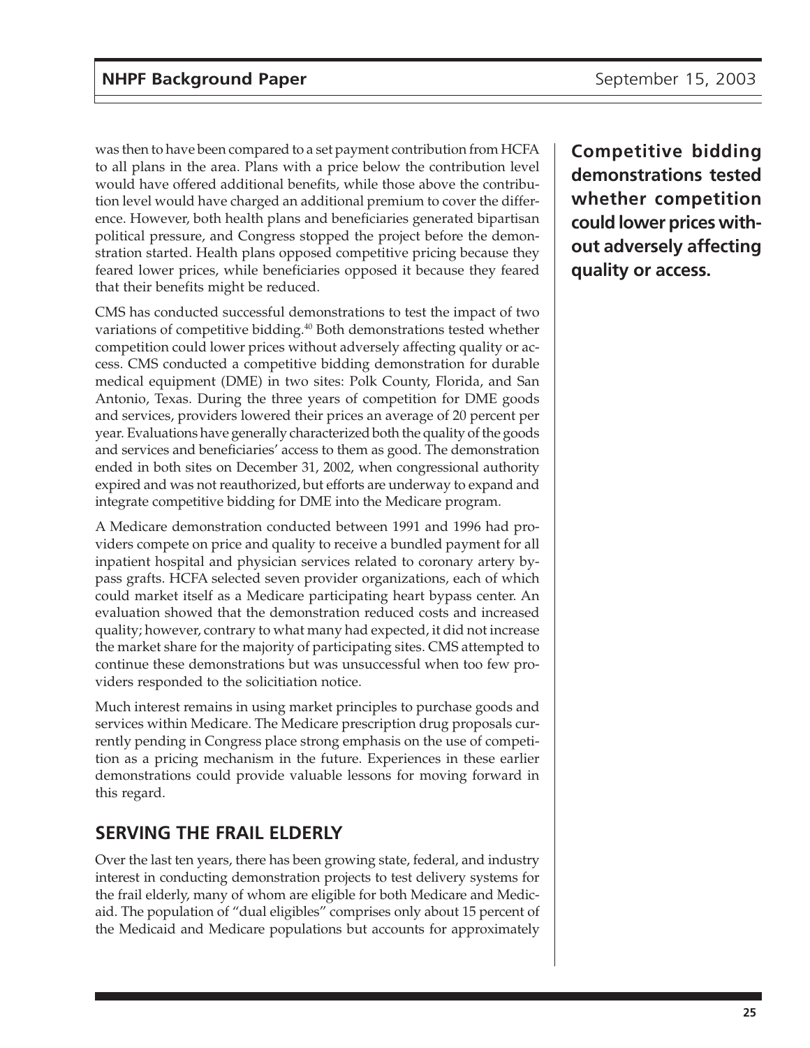was then to have been compared to a set payment contribution from HCFA to all plans in the area. Plans with a price below the contribution level would have offered additional benefits, while those above the contribution level would have charged an additional premium to cover the difference. However, both health plans and beneficiaries generated bipartisan political pressure, and Congress stopped the project before the demonstration started. Health plans opposed competitive pricing because they feared lower prices, while beneficiaries opposed it because they feared that their benefits might be reduced.

**Competitive bidding demonstrations tested whether competition could lower prices without adversely affecting quality or access.**

CMS has conducted successful demonstrations to test the impact of two variations of competitive bidding.[40] Both demonstrations tested whether competition could lower prices without adversely affecting quality or access. CMS conducted a competitive bidding demonstration for durable medical equipment (DME) in two sites: Polk County, Florida, and San Antonio, Texas. During the three years of competition for DME goods and services, providers lowered their prices an average of 20 percent per year. Evaluations have generally characterized both the quality of the goods and services and beneficiaries' access to them as good. The demonstration ended in both sites on December 31, 2002, when congressional authority expired and was not reauthorized, but efforts are underway to expand and integrate competitive bidding for DME into the Medicare program.

A Medicare demonstration conducted between 1991 and 1996 had providers compete on price and quality to receive a bundled payment for all inpatient hospital and physician services related to coronary artery bypass grafts. HCFA selected seven provider organizations, each of which could market itself as a Medicare participating heart bypass center. An evaluation showed that the demonstration reduced costs and increased quality; however, contrary to what many had expected, it did not increase the market share for the majority of participating sites. CMS attempted to continue these demonstrations but was unsuccessful when too few providers responded to the solicitiation notice.

Much interest remains in using market principles to purchase goods and services within Medicare. The Medicare prescription drug proposals currently pending in Congress place strong emphasis on the use of competition as a pricing mechanism in the future. Experiences in these earlier demonstrations could provide valuable lessons for moving forward in this regard.

## SERVING THE FRAIL ELDERLY

Over the last ten years, there has been growing state, federal, and industry interest in conducting demonstration projects to test delivery systems for the frail elderly, many of whom are eligible for both Medicare and Medicaid. The population of "dual eligibles" comprises only about 15 percent of the Medicaid and Medicare populations but accounts for approximately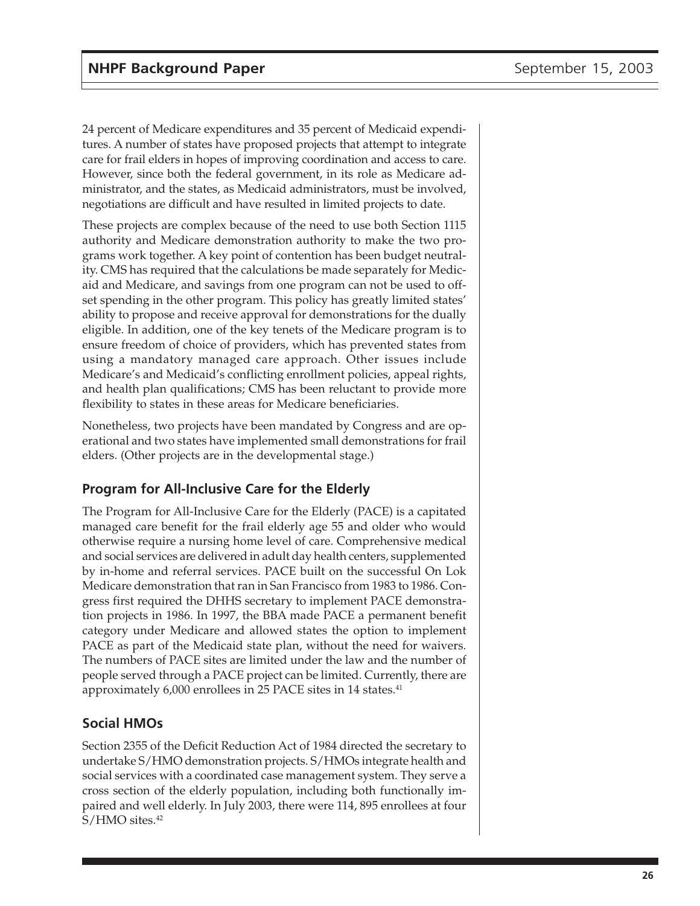24 percent of Medicare expenditures and 35 percent of Medicaid expenditures. A number of states have proposed projects that attempt to integrate care for frail elders in hopes of improving coordination and access to care. However, since both the federal government, in its role as Medicare administrator, and the states, as Medicaid administrators, must be involved, negotiations are difficult and have resulted in limited projects to date.

These projects are complex because of the need to use both Section 1115 authority and Medicare demonstration authority to make the two programs work together. A key point of contention has been budget neutrality. CMS has required that the calculations be made separately for Medicaid and Medicare, and savings from one program can not be used to offset spending in the other program. This policy has greatly limited states' ability to propose and receive approval for demonstrations for the dually eligible. In addition, one of the key tenets of the Medicare program is to ensure freedom of choice of providers, which has prevented states from using a mandatory managed care approach. Other issues include Medicare's and Medicaid's conflicting enrollment policies, appeal rights, and health plan qualifications; CMS has been reluctant to provide more flexibility to states in these areas for Medicare beneficiaries.

Nonetheless, two projects have been mandated by Congress and are operational and two states have implemented small demonstrations for frail elders. (Other projects are in the developmental stage.)

## Program for All-Inclusive Care for the Elderly

The Program for All-Inclusive Care for the Elderly (PACE) is a capitated managed care benefit for the frail elderly age 55 and older who would otherwise require a nursing home level of care. Comprehensive medical and social services are delivered in adult day health centers, supplemented by in-home and referral services. PACE built on the successful On Lok Medicare demonstration that ran in San Francisco from 1983 to 1986. Congress first required the DHHS secretary to implement PACE demonstration projects in 1986. In 1997, the BBA made PACE a permanent benefit category under Medicare and allowed states the option to implement PACE as part of the Medicaid state plan, without the need for waivers. The numbers of PACE sites are limited under the law and the number of people served through a PACE project can be limited. Currently, there are approximately 6,000 enrollees in 25 PACE sites in 14 states.[41]

## Social HMOs

Section 2355 of the Deficit Reduction Act of 1984 directed the secretary to undertake S/HMO demonstration projects. S/HMOs integrate health and social services with a coordinated case management system. They serve a cross section of the elderly population, including both functionally impaired and well elderly. In July 2003, there were 114, 895 enrollees at four S/HMO sites.[42]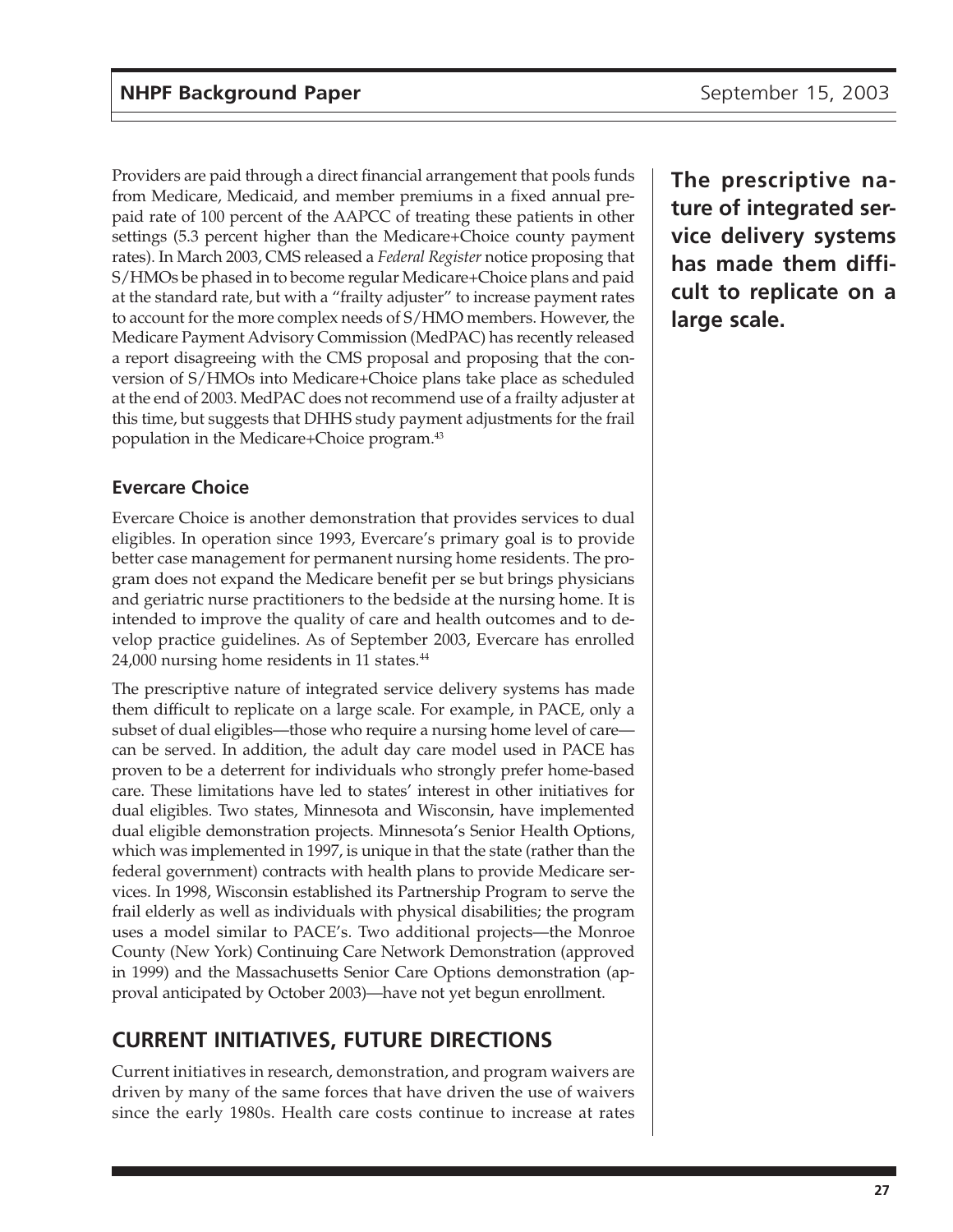Providers are paid through a direct financial arrangement that pools funds from Medicare, Medicaid, and member premiums in a fixed annual prepaid rate of 100 percent of the AAPCC of treating these patients in other settings (5.3 percent higher than the Medicare+Choice county payment rates). In March 2003, CMS released a *Federal Register* notice proposing that S/HMOs be phased in to become regular Medicare+Choice plans and paid at the standard rate, but with a "frailty adjuster" to increase payment rates to account for the more complex needs of S/HMO members. However, the Medicare Payment Advisory Commission (MedPAC) has recently released a report disagreeing with the CMS proposal and proposing that the conversion of S/HMOs into Medicare+Choice plans take place as scheduled at the end of 2003. MedPAC does not recommend use of a frailty adjuster at this time, but suggests that DHHS study payment adjustments for the frail population in the Medicare+Choice program.[43]

**The prescriptive nature of integrated service delivery systems has made them difficult to replicate on a large scale.**

### Evercare Choice

Evercare Choice is another demonstration that provides services to dual eligibles. In operation since 1993, Evercare's primary goal is to provide better case management for permanent nursing home residents. The program does not expand the Medicare benefit per se but brings physicians and geriatric nurse practitioners to the bedside at the nursing home. It is intended to improve the quality of care and health outcomes and to develop practice guidelines. As of September 2003, Evercare has enrolled 24,000 nursing home residents in 11 states.[44]

The prescriptive nature of integrated service delivery systems has made them difficult to replicate on a large scale. For example, in PACE, only a subset of dual eligibles—those who require a nursing home level of care—can be served. In addition, the adult day care model used in PACE has proven to be a deterrent for individuals who strongly prefer home-based care. These limitations have led to states' interest in other initiatives for dual eligibles. Two states, Minnesota and Wisconsin, have implemented dual eligible demonstration projects. Minnesota's Senior Health Options, which was implemented in 1997, is unique in that the state (rather than the federal government) contracts with health plans to provide Medicare services. In 1998, Wisconsin established its Partnership Program to serve the frail elderly as well as individuals with physical disabilities; the program uses a model similar to PACE's. Two additional projects—the Monroe County (New York) Continuing Care Network Demonstration (approved in 1999) and the Massachusetts Senior Care Options demonstration (approval anticipated by October 2003)—have not yet begun enrollment.

## CURRENT INITIATIVES, FUTURE DIRECTIONS

Current initiatives in research, demonstration, and program waivers are driven by many of the same forces that have driven the use of waivers since the early 1980s. Health care costs continue to increase at rates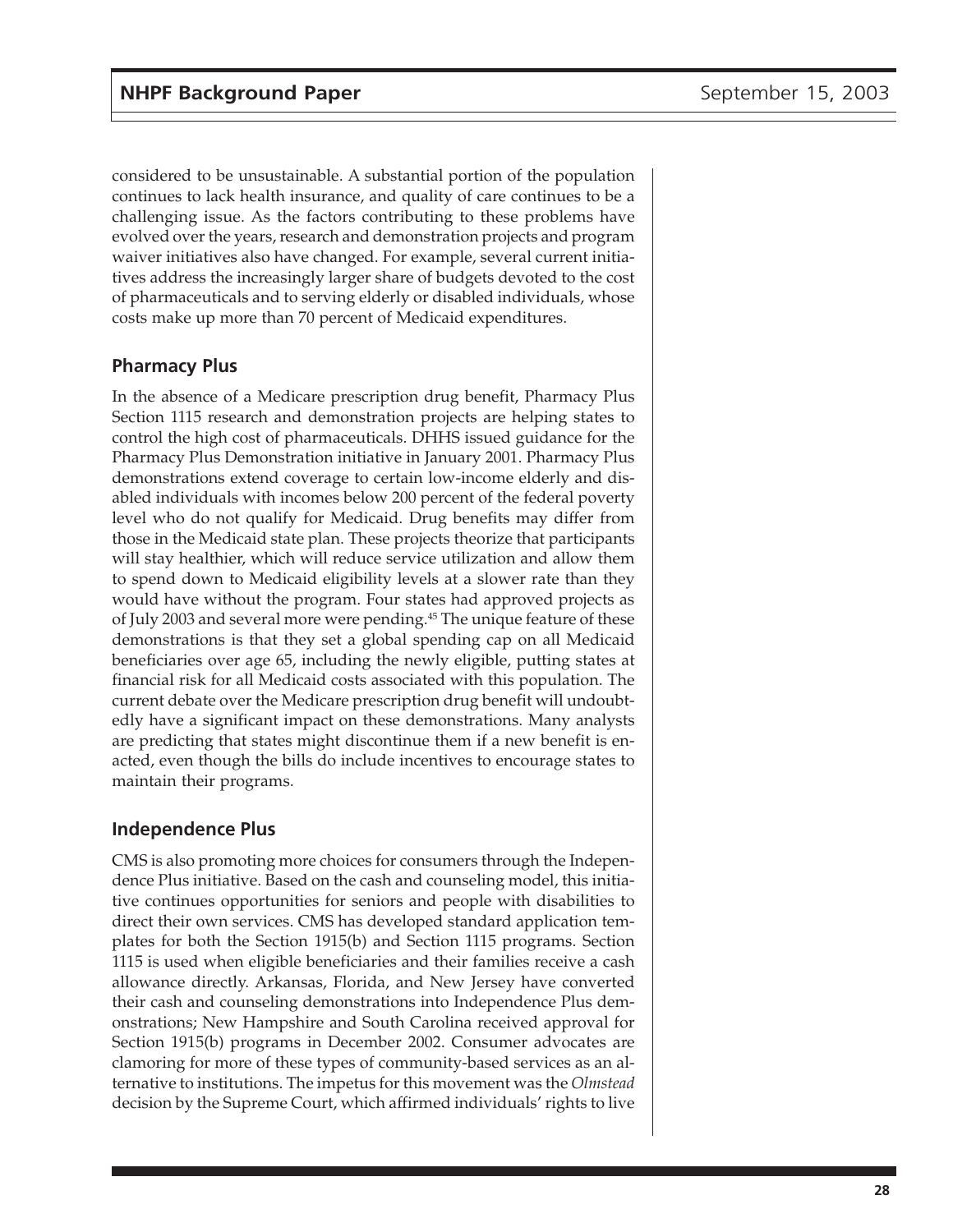considered to be unsustainable. A substantial portion of the population continues to lack health insurance, and quality of care continues to be a challenging issue. As the factors contributing to these problems have evolved over the years, research and demonstration projects and program waiver initiatives also have changed. For example, several current initiatives address the increasingly larger share of budgets devoted to the cost of pharmaceuticals and to serving elderly or disabled individuals, whose costs make up more than 70 percent of Medicaid expenditures.

### Pharmacy Plus

In the absence of a Medicare prescription drug benefit, Pharmacy Plus Section 1115 research and demonstration projects are helping states to control the high cost of pharmaceuticals. DHHS issued guidance for the Pharmacy Plus Demonstration initiative in January 2001. Pharmacy Plus demonstrations extend coverage to certain low-income elderly and disabled individuals with incomes below 200 percent of the federal poverty level who do not qualify for Medicaid. Drug benefits may differ from those in the Medicaid state plan. These projects theorize that participants will stay healthier, which will reduce service utilization and allow them to spend down to Medicaid eligibility levels at a slower rate than they would have without the program. Four states had approved projects as of July 2003 and several more were pending.[45] The unique feature of these demonstrations is that they set a global spending cap on all Medicaid beneficiaries over age 65, including the newly eligible, putting states at financial risk for all Medicaid costs associated with this population. The current debate over the Medicare prescription drug benefit will undoubtedly have a significant impact on these demonstrations. Many analysts are predicting that states might discontinue them if a new benefit is enacted, even though the bills do include incentives to encourage states to maintain their programs.

### Independence Plus

CMS is also promoting more choices for consumers through the Independence Plus initiative. Based on the cash and counseling model, this initiative continues opportunities for seniors and people with disabilities to direct their own services. CMS has developed standard application templates for both the Section 1915(b) and Section 1115 programs. Section 1115 is used when eligible beneficiaries and their families receive a cash allowance directly. Arkansas, Florida, and New Jersey have converted their cash and counseling demonstrations into Independence Plus demonstrations; New Hampshire and South Carolina received approval for Section 1915(b) programs in December 2002. Consumer advocates are clamoring for more of these types of community-based services as an alternative to institutions. The impetus for this movement was the *Olmstead* decision by the Supreme Court, which affirmed individuals' rights to live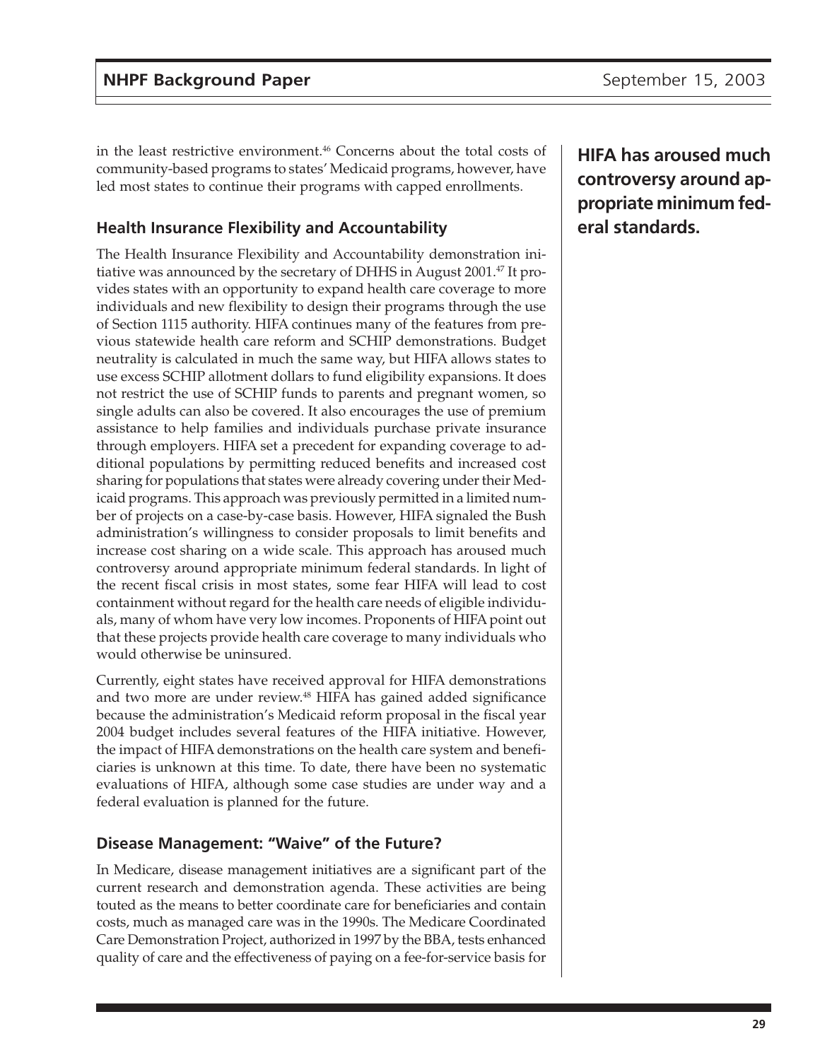in the least restrictive environment.[46] Concerns about the total costs of community-based programs to states' Medicaid programs, however, have led most states to continue their programs with capped enrollments.

**HIFA has aroused much controversy around appropriate minimum federal standards.**

### Health Insurance Flexibility and Accountability

The Health Insurance Flexibility and Accountability demonstration initiative was announced by the secretary of DHHS in August 2001.[47] It provides states with an opportunity to expand health care coverage to more individuals and new flexibility to design their programs through the use of Section 1115 authority. HIFA continues many of the features from previous statewide health care reform and SCHIP demonstrations. Budget neutrality is calculated in much the same way, but HIFA allows states to use excess SCHIP allotment dollars to fund eligibility expansions. It does not restrict the use of SCHIP funds to parents and pregnant women, so single adults can also be covered. It also encourages the use of premium assistance to help families and individuals purchase private insurance through employers. HIFA set a precedent for expanding coverage to additional populations by permitting reduced benefits and increased cost sharing for populations that states were already covering under their Medicaid programs. This approach was previously permitted in a limited number of projects on a case-by-case basis. However, HIFA signaled the Bush administration's willingness to consider proposals to limit benefits and increase cost sharing on a wide scale. This approach has aroused much controversy around appropriate minimum federal standards. In light of the recent fiscal crisis in most states, some fear HIFA will lead to cost containment without regard for the health care needs of eligible individuals, many of whom have very low incomes. Proponents of HIFA point out that these projects provide health care coverage to many individuals who would otherwise be uninsured.

Currently, eight states have received approval for HIFA demonstrations and two more are under review.[48] HIFA has gained added significance because the administration's Medicaid reform proposal in the fiscal year 2004 budget includes several features of the HIFA initiative. However, the impact of HIFA demonstrations on the health care system and beneficiaries is unknown at this time. To date, there have been no systematic evaluations of HIFA, although some case studies are under way and a federal evaluation is planned for the future.

### Disease Management: "Waive" of the Future?

In Medicare, disease management initiatives are a significant part of the current research and demonstration agenda. These activities are being touted as the means to better coordinate care for beneficiaries and contain costs, much as managed care was in the 1990s. The Medicare Coordinated Care Demonstration Project, authorized in 1997 by the BBA, tests enhanced quality of care and the effectiveness of paying on a fee-for-service basis for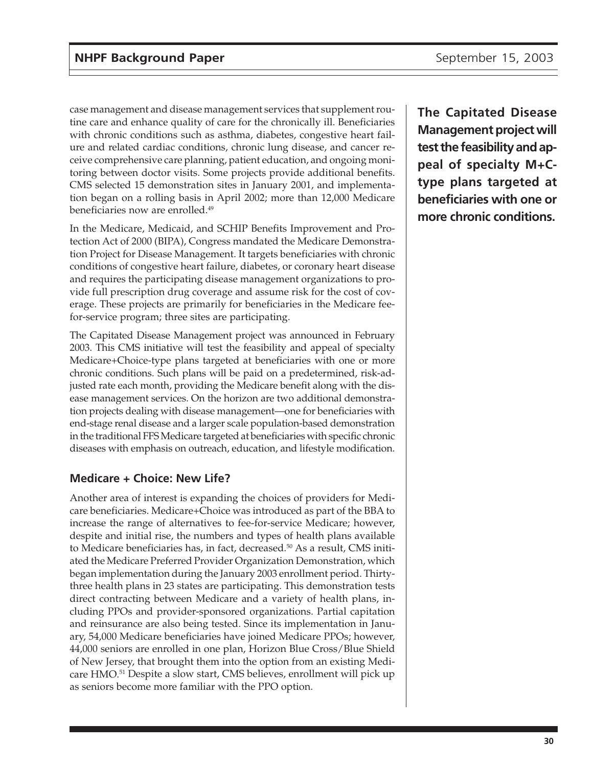case management and disease management services that supplement routine care and enhance quality of care for the chronically ill. Beneficiaries with chronic conditions such as asthma, diabetes, congestive heart failure and related cardiac conditions, chronic lung disease, and cancer receive comprehensive care planning, patient education, and ongoing monitoring between doctor visits. Some projects provide additional benefits. CMS selected 15 demonstration sites in January 2001, and implementation began on a rolling basis in April 2002; more than 12,000 Medicare beneficiaries now are enrolled.[49]

**The Capitated Disease Management project will test the feasibility and appeal of specialty M+C-type plans targeted at beneficiaries with one or more chronic conditions.**

In the Medicare, Medicaid, and SCHIP Benefits Improvement and Protection Act of 2000 (BIPA), Congress mandated the Medicare Demonstration Project for Disease Management. It targets beneficiaries with chronic conditions of congestive heart failure, diabetes, or coronary heart disease and requires the participating disease management organizations to provide full prescription drug coverage and assume risk for the cost of coverage. These projects are primarily for beneficiaries in the Medicare fee-for-service program; three sites are participating.

The Capitated Disease Management project was announced in February 2003. This CMS initiative will test the feasibility and appeal of specialty Medicare+Choice-type plans targeted at beneficiaries with one or more chronic conditions. Such plans will be paid on a predetermined, risk-adjusted rate each month, providing the Medicare benefit along with the disease management services. On the horizon are two additional demonstration projects dealing with disease management—one for beneficiaries with end-stage renal disease and a larger scale population-based demonstration in the traditional FFS Medicare targeted at beneficiaries with specific chronic diseases with emphasis on outreach, education, and lifestyle modification.

### Medicare + Choice: New Life?

Another area of interest is expanding the choices of providers for Medicare beneficiaries. Medicare+Choice was introduced as part of the BBA to increase the range of alternatives to fee-for-service Medicare; however, despite and initial rise, the numbers and types of health plans available to Medicare beneficiaries has, in fact, decreased.[50] As a result, CMS initiated the Medicare Preferred Provider Organization Demonstration, which began implementation during the January 2003 enrollment period. Thirty-three health plans in 23 states are participating. This demonstration tests direct contracting between Medicare and a variety of health plans, including PPOs and provider-sponsored organizations. Partial capitation and reinsurance are also being tested. Since its implementation in January, 54,000 Medicare beneficiaries have joined Medicare PPOs; however, 44,000 seniors are enrolled in one plan, Horizon Blue Cross/Blue Shield of New Jersey, that brought them into the option from an existing Medicare HMO.[51] Despite a slow start, CMS believes, enrollment will pick up as seniors become more familiar with the PPO option.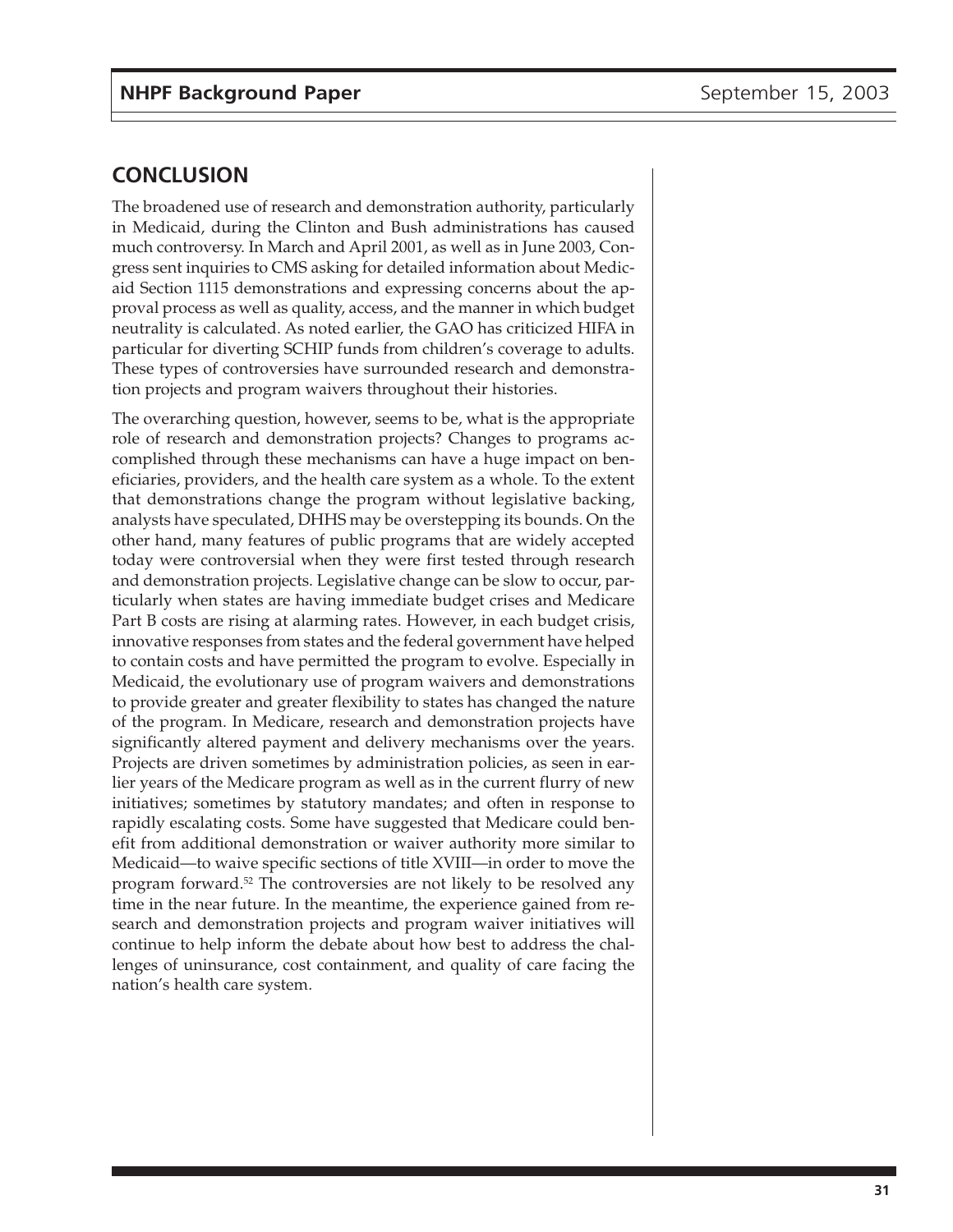## CONCLUSION

The broadened use of research and demonstration authority, particularly in Medicaid, during the Clinton and Bush administrations has caused much controversy. In March and April 2001, as well as in June 2003, Congress sent inquiries to CMS asking for detailed information about Medicaid Section 1115 demonstrations and expressing concerns about the approval process as well as quality, access, and the manner in which budget neutrality is calculated. As noted earlier, the GAO has criticized HIFA in particular for diverting SCHIP funds from children's coverage to adults. These types of controversies have surrounded research and demonstration projects and program waivers throughout their histories.

The overarching question, however, seems to be, what is the appropriate role of research and demonstration projects? Changes to programs accomplished through these mechanisms can have a huge impact on beneficiaries, providers, and the health care system as a whole. To the extent that demonstrations change the program without legislative backing, analysts have speculated, DHHS may be overstepping its bounds. On the other hand, many features of public programs that are widely accepted today were controversial when they were first tested through research and demonstration projects. Legislative change can be slow to occur, particularly when states are having immediate budget crises and Medicare Part B costs are rising at alarming rates. However, in each budget crisis, innovative responses from states and the federal government have helped to contain costs and have permitted the program to evolve. Especially in Medicaid, the evolutionary use of program waivers and demonstrations to provide greater and greater flexibility to states has changed the nature of the program. In Medicare, research and demonstration projects have significantly altered payment and delivery mechanisms over the years. Projects are driven sometimes by administration policies, as seen in earlier years of the Medicare program as well as in the current flurry of new initiatives; sometimes by statutory mandates; and often in response to rapidly escalating costs. Some have suggested that Medicare could benefit from additional demonstration or waiver authority more similar to Medicaid—to waive specific sections of title XVIII—in order to move the program forward.[52] The controversies are not likely to be resolved any time in the near future. In the meantime, the experience gained from research and demonstration projects and program waiver initiatives will continue to help inform the debate about how best to address the challenges of uninsurance, cost containment, and quality of care facing the nation's health care system.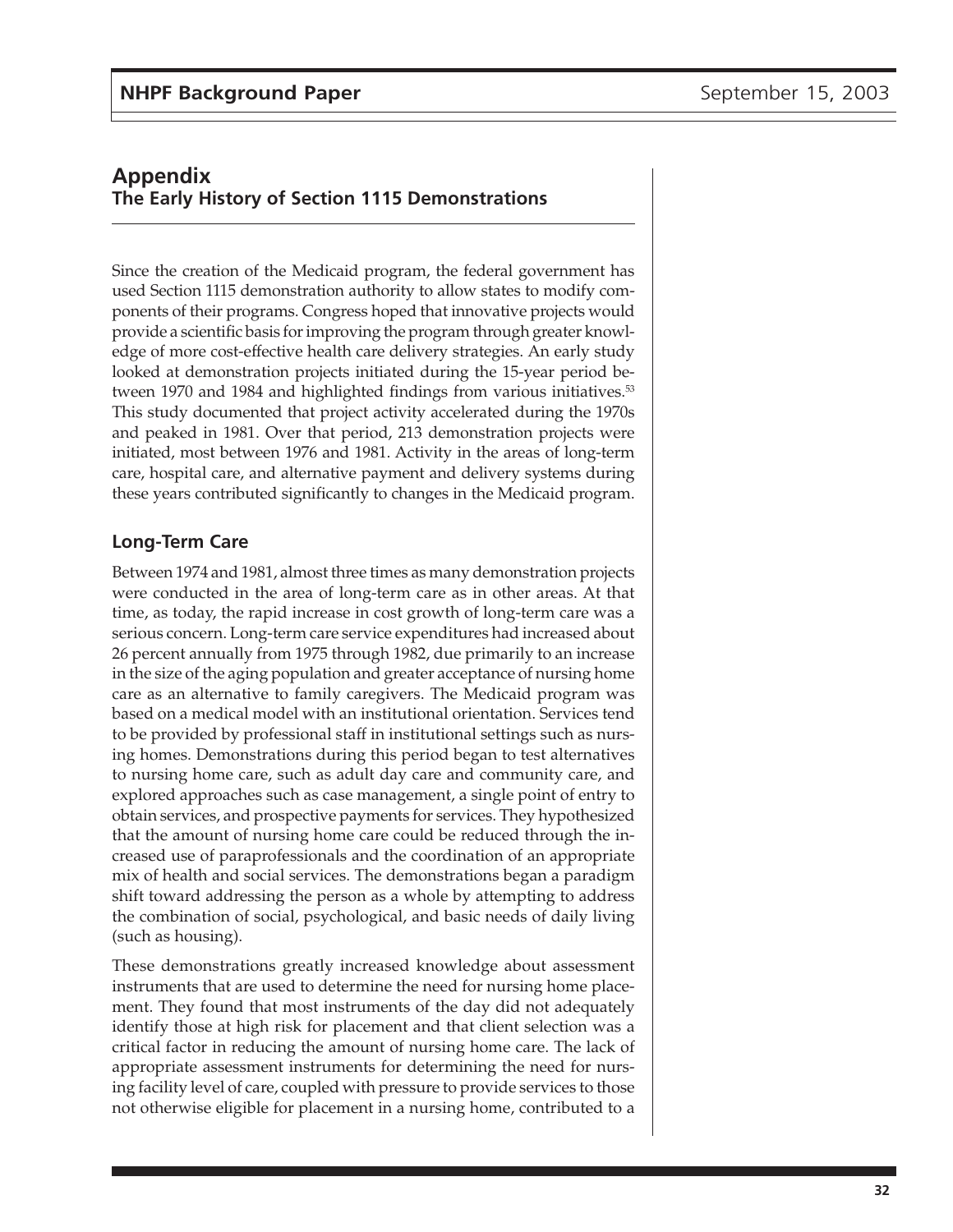# Appendix
## The Early History of Section 1115 Demonstrations

Since the creation of the Medicaid program, the federal government has used Section 1115 demonstration authority to allow states to modify components of their programs. Congress hoped that innovative projects would provide a scientific basis for improving the program through greater knowledge of more cost-effective health care delivery strategies. An early study looked at demonstration projects initiated during the 15-year period between 1970 and 1984 and highlighted findings from various initiatives.[53] This study documented that project activity accelerated during the 1970s and peaked in 1981. Over that period, 213 demonstration projects were initiated, most between 1976 and 1981. Activity in the areas of long-term care, hospital care, and alternative payment and delivery systems during these years contributed significantly to changes in the Medicaid program.

### Long-Term Care

Between 1974 and 1981, almost three times as many demonstration projects were conducted in the area of long-term care as in other areas. At that time, as today, the rapid increase in cost growth of long-term care was a serious concern. Long-term care service expenditures had increased about 26 percent annually from 1975 through 1982, due primarily to an increase in the size of the aging population and greater acceptance of nursing home care as an alternative to family caregivers. The Medicaid program was based on a medical model with an institutional orientation. Services tend to be provided by professional staff in institutional settings such as nursing homes. Demonstrations during this period began to test alternatives to nursing home care, such as adult day care and community care, and explored approaches such as case management, a single point of entry to obtain services, and prospective payments for services. They hypothesized that the amount of nursing home care could be reduced through the increased use of paraprofessionals and the coordination of an appropriate mix of health and social services. The demonstrations began a paradigm shift toward addressing the person as a whole by attempting to address the combination of social, psychological, and basic needs of daily living (such as housing).

These demonstrations greatly increased knowledge about assessment instruments that are used to determine the need for nursing home placement. They found that most instruments of the day did not adequately identify those at high risk for placement and that client selection was a critical factor in reducing the amount of nursing home care. The lack of appropriate assessment instruments for determining the need for nursing facility level of care, coupled with pressure to provide services to those not otherwise eligible for placement in a nursing home, contributed to a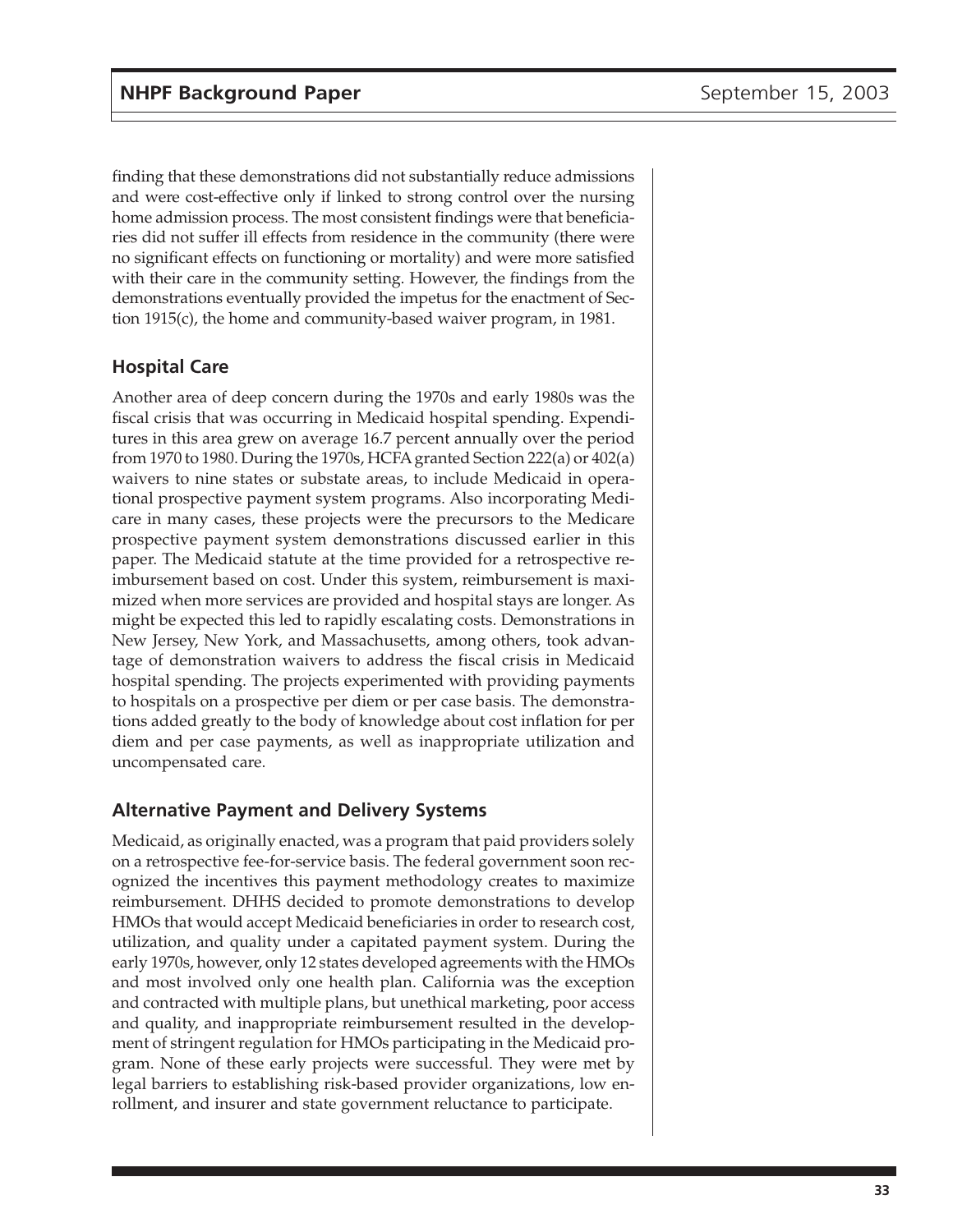finding that these demonstrations did not substantially reduce admissions and were cost-effective only if linked to strong control over the nursing home admission process. The most consistent findings were that beneficiaries did not suffer ill effects from residence in the community (there were no significant effects on functioning or mortality) and were more satisfied with their care in the community setting. However, the findings from the demonstrations eventually provided the impetus for the enactment of Section 1915(c), the home and community-based waiver program, in 1981.

## Hospital Care

Another area of deep concern during the 1970s and early 1980s was the fiscal crisis that was occurring in Medicaid hospital spending. Expenditures in this area grew on average 16.7 percent annually over the period from 1970 to 1980. During the 1970s, HCFA granted Section 222(a) or 402(a) waivers to nine states or substate areas, to include Medicaid in operational prospective payment system programs. Also incorporating Medicare in many cases, these projects were the precursors to the Medicare prospective payment system demonstrations discussed earlier in this paper. The Medicaid statute at the time provided for a retrospective reimbursement based on cost. Under this system, reimbursement is maximized when more services are provided and hospital stays are longer. As might be expected this led to rapidly escalating costs. Demonstrations in New Jersey, New York, and Massachusetts, among others, took advantage of demonstration waivers to address the fiscal crisis in Medicaid hospital spending. The projects experimented with providing payments to hospitals on a prospective per diem or per case basis. The demonstrations added greatly to the body of knowledge about cost inflation for per diem and per case payments, as well as inappropriate utilization and uncompensated care.

## Alternative Payment and Delivery Systems

Medicaid, as originally enacted, was a program that paid providers solely on a retrospective fee-for-service basis. The federal government soon recognized the incentives this payment methodology creates to maximize reimbursement. DHHS decided to promote demonstrations to develop HMOs that would accept Medicaid beneficiaries in order to research cost, utilization, and quality under a capitated payment system. During the early 1970s, however, only 12 states developed agreements with the HMOs and most involved only one health plan. California was the exception and contracted with multiple plans, but unethical marketing, poor access and quality, and inappropriate reimbursement resulted in the development of stringent regulation for HMOs participating in the Medicaid program. None of these early projects were successful. They were met by legal barriers to establishing risk-based provider organizations, low enrollment, and insurer and state government reluctance to participate.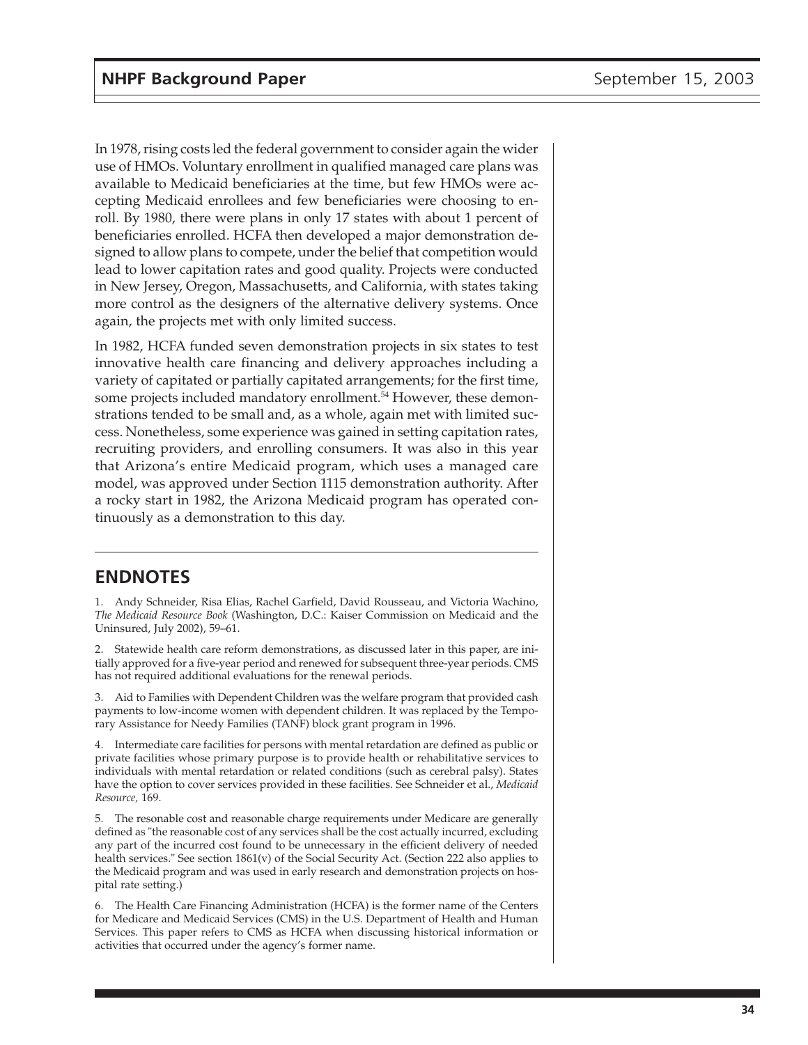In 1978, rising costs led the federal government to consider again the wider use of HMOs. Voluntary enrollment in qualified managed care plans was available to Medicaid beneficiaries at the time, but few HMOs were accepting Medicaid enrollees and few beneficiaries were choosing to enroll. By 1980, there were plans in only 17 states with about 1 percent of beneficiaries enrolled. HCFA then developed a major demonstration designed to allow plans to compete, under the belief that competition would lead to lower capitation rates and good quality. Projects were conducted in New Jersey, Oregon, Massachusetts, and California, with states taking more control as the designers of the alternative delivery systems. Once again, the projects met with only limited success.

In 1982, HCFA funded seven demonstration projects in six states to test innovative health care financing and delivery approaches including a variety of capitated or partially capitated arrangements; for the first time, some projects included mandatory enrollment.[54] However, these demonstrations tended to be small and, as a whole, again met with limited success. Nonetheless, some experience was gained in setting capitation rates, recruiting providers, and enrolling consumers. It was also in this year that Arizona's entire Medicaid program, which uses a managed care model, was approved under Section 1115 demonstration authority. After a rocky start in 1982, the Arizona Medicaid program has operated continuously as a demonstration to this day.

## ENDNOTES

1. Andy Schneider, Risa Elias, Rachel Garfield, David Rousseau, and Victoria Wachino, *The Medicaid Resource Book* (Washington, D.C.: Kaiser Commission on Medicaid and the Uninsured, July 2002), 59–61.

2. Statewide health care reform demonstrations, as discussed later in this paper, are initially approved for a five-year period and renewed for subsequent three-year periods. CMS has not required additional evaluations for the renewal periods.

3. Aid to Families with Dependent Children was the welfare program that provided cash payments to low-income women with dependent children. It was replaced by the Temporary Assistance for Needy Families (TANF) block grant program in 1996.

4. Intermediate care facilities for persons with mental retardation are defined as public or private facilities whose primary purpose is to provide health or rehabilitative services to individuals with mental retardation or related conditions (such as cerebral palsy). States have the option to cover services provided in these facilities. See Schneider et al., *Medicaid Resource,* 169.

5. The resonable cost and reasonable charge requirements under Medicare are generally defined as "the reasonable cost of any services shall be the cost actually incurred, excluding any part of the incurred cost found to be unnecessary in the efficient delivery of needed health services." See section 1861(v) of the Social Security Act. (Section 222 also applies to the Medicaid program and was used in early research and demonstration projects on hospital rate setting.)

6. The Health Care Financing Administration (HCFA) is the former name of the Centers for Medicare and Medicaid Services (CMS) in the U.S. Department of Health and Human Services. This paper refers to CMS as HCFA when discussing historical information or activities that occurred under the agency's former name.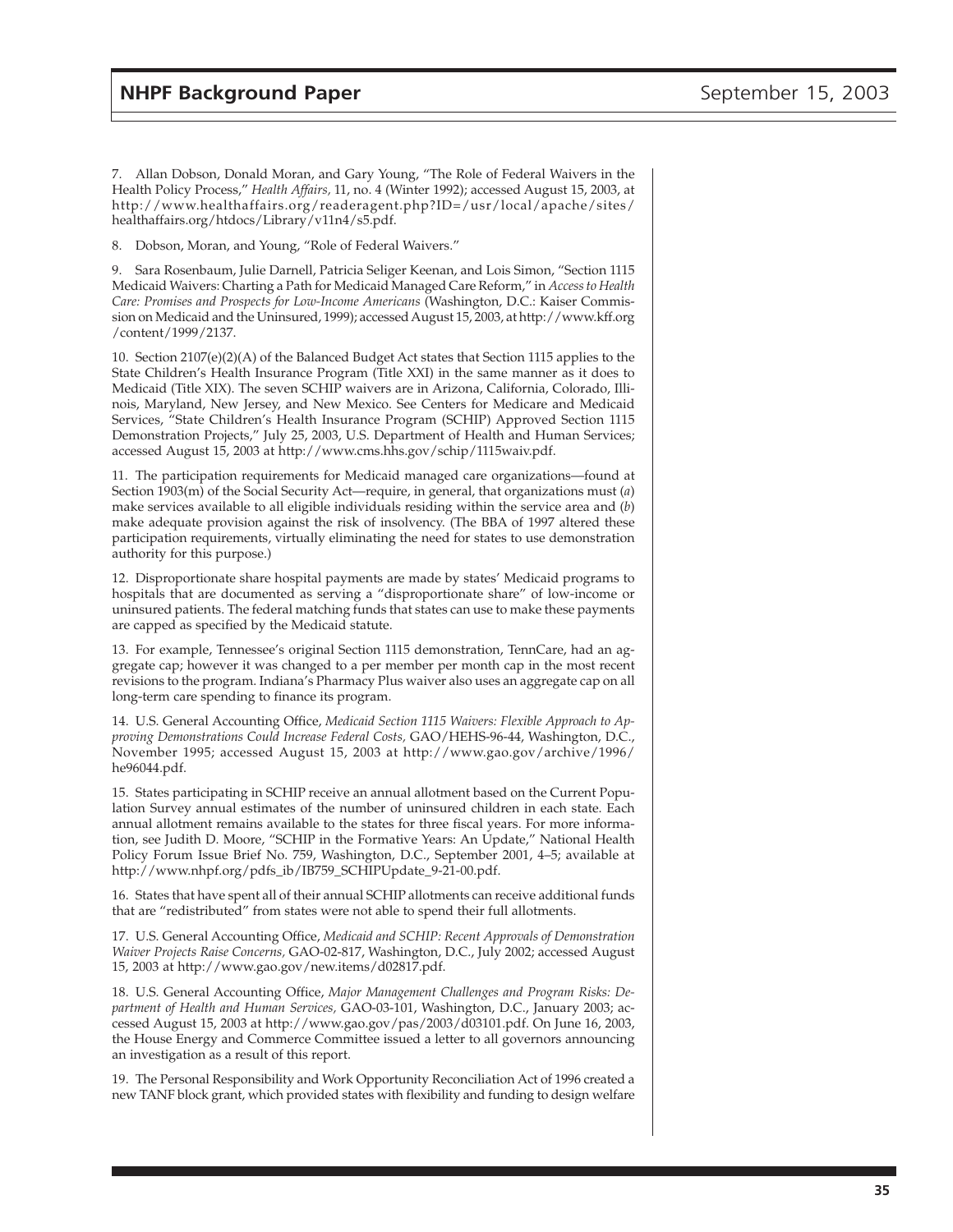7. Allan Dobson, Donald Moran, and Gary Young, "The Role of Federal Waivers in the Health Policy Process," *Health Affairs,* 11, no. 4 (Winter 1992); accessed August 15, 2003, at http://www.healthaffairs.org/readeragent.php?ID=/usr/local/apache/sites/healthaffairs.org/htdocs/Library/v11n4/s5.pdf.

8. Dobson, Moran, and Young, "Role of Federal Waivers."

9. Sara Rosenbaum, Julie Darnell, Patricia Seliger Keenan, and Lois Simon, "Section 1115 Medicaid Waivers: Charting a Path for Medicaid Managed Care Reform," in *Access to Health Care: Promises and Prospects for Low-Income Americans* (Washington, D.C.: Kaiser Commission on Medicaid and the Uninsured, 1999); accessed August 15, 2003, at http://www.kff.org/content/1999/2137.

10. Section 2107(e)(2)(A) of the Balanced Budget Act states that Section 1115 applies to the State Children's Health Insurance Program (Title XXI) in the same manner as it does to Medicaid (Title XIX). The seven SCHIP waivers are in Arizona, California, Colorado, Illinois, Maryland, New Jersey, and New Mexico. See Centers for Medicare and Medicaid Services, "State Children's Health Insurance Program (SCHIP) Approved Section 1115 Demonstration Projects," July 25, 2003, U.S. Department of Health and Human Services; accessed August 15, 2003 at http://www.cms.hhs.gov/schip/1115waiv.pdf.

11. The participation requirements for Medicaid managed care organizations—found at Section 1903(m) of the Social Security Act—require, in general, that organizations must (*a*) make services available to all eligible individuals residing within the service area and (*b*) make adequate provision against the risk of insolvency. (The BBA of 1997 altered these participation requirements, virtually eliminating the need for states to use demonstration authority for this purpose.)

12. Disproportionate share hospital payments are made by states' Medicaid programs to hospitals that are documented as serving a "disproportionate share" of low-income or uninsured patients. The federal matching funds that states can use to make these payments are capped as specified by the Medicaid statute.

13. For example, Tennessee's original Section 1115 demonstration, TennCare, had an aggregate cap; however it was changed to a per member per month cap in the most recent revisions to the program. Indiana's Pharmacy Plus waiver also uses an aggregate cap on all long-term care spending to finance its program.

14. U.S. General Accounting Office, *Medicaid Section 1115 Waivers: Flexible Approach to Approving Demonstrations Could Increase Federal Costs,* GAO/HEHS-96-44, Washington, D.C., November 1995; accessed August 15, 2003 at http://www.gao.gov/archive/1996/he96044.pdf.

15. States participating in SCHIP receive an annual allotment based on the Current Population Survey annual estimates of the number of uninsured children in each state. Each annual allotment remains available to the states for three fiscal years. For more information, see Judith D. Moore, "SCHIP in the Formative Years: An Update," National Health Policy Forum Issue Brief No. 759, Washington, D.C., September 2001, 4–5; available at http://www.nhpf.org/pdfs_ib/IB759_SCHIPUpdate_9-21-00.pdf.

16. States that have spent all of their annual SCHIP allotments can receive additional funds that are "redistributed" from states were not able to spend their full allotments.

17. U.S. General Accounting Office, *Medicaid and SCHIP: Recent Approvals of Demonstration Waiver Projects Raise Concerns,* GAO-02-817, Washington, D.C., July 2002; accessed August 15, 2003 at http://www.gao.gov/new.items/d02817.pdf.

18. U.S. General Accounting Office, *Major Management Challenges and Program Risks: Department of Health and Human Services,* GAO-03-101, Washington, D.C., January 2003; accessed August 15, 2003 at http://www.gao.gov/pas/2003/d03101.pdf. On June 16, 2003, the House Energy and Commerce Committee issued a letter to all governors announcing an investigation as a result of this report.

19. The Personal Responsibility and Work Opportunity Reconciliation Act of 1996 created a new TANF block grant, which provided states with flexibility and funding to design welfare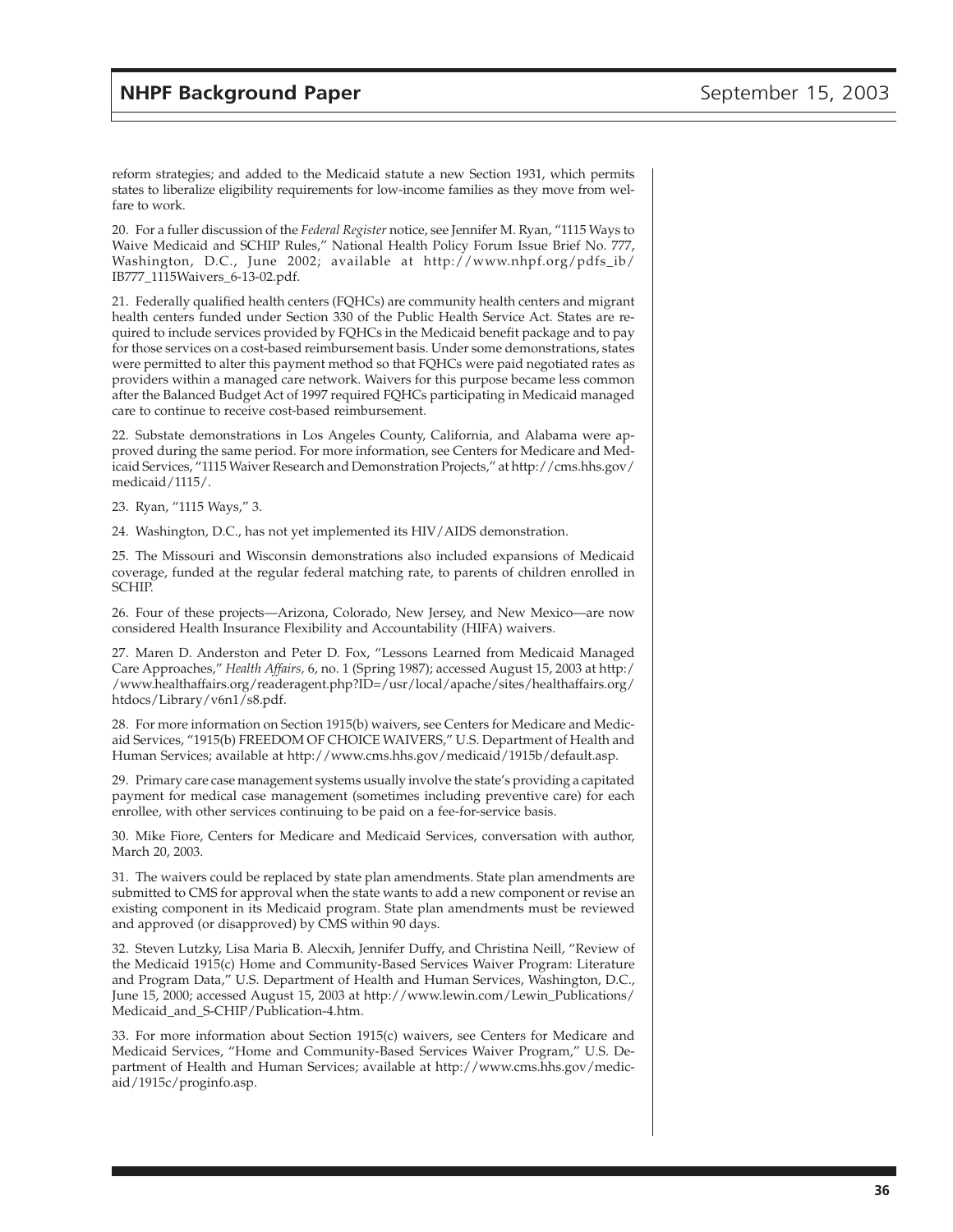reform strategies; and added to the Medicaid statute a new Section 1931, which permits states to liberalize eligibility requirements for low-income families as they move from welfare to work.

20. For a fuller discussion of the *Federal Register* notice, see Jennifer M. Ryan, "1115 Ways to Waive Medicaid and SCHIP Rules," National Health Policy Forum Issue Brief No. 777, Washington, D.C., June 2002; available at http://www.nhpf.org/pdfs_ib/IB777_1115Waivers_6-13-02.pdf.

21. Federally qualified health centers (FQHCs) are community health centers and migrant health centers funded under Section 330 of the Public Health Service Act. States are required to include services provided by FQHCs in the Medicaid benefit package and to pay for those services on a cost-based reimbursement basis. Under some demonstrations, states were permitted to alter this payment method so that FQHCs were paid negotiated rates as providers within a managed care network. Waivers for this purpose became less common after the Balanced Budget Act of 1997 required FQHCs participating in Medicaid managed care to continue to receive cost-based reimbursement.

22. Substate demonstrations in Los Angeles County, California, and Alabama were approved during the same period. For more information, see Centers for Medicare and Medicaid Services, "1115 Waiver Research and Demonstration Projects," at http://cms.hhs.gov/medicaid/1115/.

23. Ryan, "1115 Ways," 3.

24. Washington, D.C., has not yet implemented its HIV/AIDS demonstration.

25. The Missouri and Wisconsin demonstrations also included expansions of Medicaid coverage, funded at the regular federal matching rate, to parents of children enrolled in SCHIP.

26. Four of these projects—Arizona, Colorado, New Jersey, and New Mexico—are now considered Health Insurance Flexibility and Accountability (HIFA) waivers.

27. Maren D. Anderston and Peter D. Fox, "Lessons Learned from Medicaid Managed Care Approaches," *Health Affairs,* 6, no. 1 (Spring 1987); accessed August 15, 2003 at http://www.healthaffairs.org/readeragent.php?ID=/usr/local/apache/sites/healthaffairs.org/htdocs/Library/v6n1/s8.pdf.

28. For more information on Section 1915(b) waivers, see Centers for Medicare and Medicaid Services, "1915(b) FREEDOM OF CHOICE WAIVERS," U.S. Department of Health and Human Services; available at http://www.cms.hhs.gov/medicaid/1915b/default.asp.

29. Primary care case management systems usually involve the state's providing a capitated payment for medical case management (sometimes including preventive care) for each enrollee, with other services continuing to be paid on a fee-for-service basis.

30. Mike Fiore, Centers for Medicare and Medicaid Services, conversation with author, March 20, 2003.

31. The waivers could be replaced by state plan amendments. State plan amendments are submitted to CMS for approval when the state wants to add a new component or revise an existing component in its Medicaid program. State plan amendments must be reviewed and approved (or disapproved) by CMS within 90 days.

32. Steven Lutzky, Lisa Maria B. Alecxih, Jennifer Duffy, and Christina Neill, "Review of the Medicaid 1915(c) Home and Community-Based Services Waiver Program: Literature and Program Data," U.S. Department of Health and Human Services, Washington, D.C., June 15, 2000; accessed August 15, 2003 at http://www.lewin.com/Lewin_Publications/Medicaid_and_S-CHIP/Publication-4.htm.

33. For more information about Section 1915(c) waivers, see Centers for Medicare and Medicaid Services, "Home and Community-Based Services Waiver Program," U.S. Department of Health and Human Services; available at http://www.cms.hhs.gov/medicaid/1915c/proginfo.asp.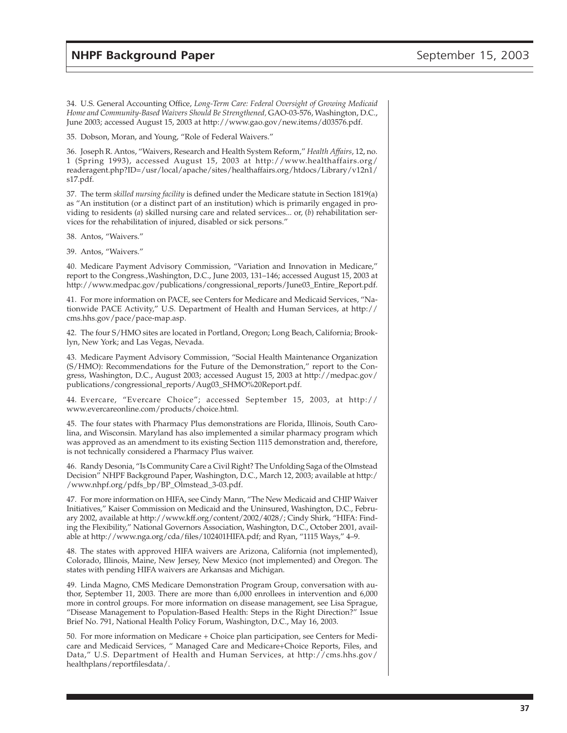34. U.S. General Accounting Office, *Long-Term Care: Federal Oversight of Growing Medicaid Home and Community-Based Waivers Should Be Strengthened,* GAO-03-576, Washington, D.C., June 2003; accessed August 15, 2003 at http://www.gao.gov/new.items/d03576.pdf.

35. Dobson, Moran, and Young, "Role of Federal Waivers."

36. Joseph R. Antos, "Waivers, Research and Health System Reform," *Health Affairs*, 12, no. 1 (Spring 1993), accessed August 15, 2003 at http://www.healthaffairs.org/readeragent.php?ID=/usr/local/apache/sites/healthaffairs.org/htdocs/Library/v12n1/s17.pdf.

37. The term *skilled nursing facility* is defined under the Medicare statute in Section 1819(a) as "An institution (or a distinct part of an institution) which is primarily engaged in providing to residents (*a*) skilled nursing care and related services... or, (*b*) rehabilitation services for the rehabilitation of injured, disabled or sick persons."

38. Antos, "Waivers."

39. Antos, "Waivers."

40. Medicare Payment Advisory Commission, "Variation and Innovation in Medicare," report to the Congress.,Washington, D.C., June 2003, 131–146; accessed August 15, 2003 at http://www.medpac.gov/publications/congressional_reports/June03_Entire_Report.pdf.

41. For more information on PACE, see Centers for Medicare and Medicaid Services, "Nationwide PACE Activity," U.S. Department of Health and Human Services, at http://cms.hhs.gov/pace/pace-map.asp.

42. The four S/HMO sites are located in Portland, Oregon; Long Beach, California; Brooklyn, New York; and Las Vegas, Nevada.

43. Medicare Payment Advisory Commission, "Social Health Maintenance Organization (S/HMO): Recommendations for the Future of the Demonstration," report to the Congress, Washington, D.C., August 2003; accessed August 15, 2003 at http://medpac.gov/publications/congressional_reports/Aug03_SHMO%20Report.pdf.

44. Evercare, "Evercare Choice"; accessed September 15, 2003, at http://www.evercareonline.com/products/choice.html.

45. The four states with Pharmacy Plus demonstrations are Florida, Illinois, South Carolina, and Wisconsin. Maryland has also implemented a similar pharmacy program which was approved as an amendment to its existing Section 1115 demonstration and, therefore, is not technically considered a Pharmacy Plus waiver.

46. Randy Desonia, "Is Community Care a Civil Right? The Unfolding Saga of the Olmstead Decision" NHPF Background Paper, Washington, D.C., March 12, 2003; available at http://www.nhpf.org/pdfs_bp/BP_Olmstead_3-03.pdf.

47. For more information on HIFA, see Cindy Mann, "The New Medicaid and CHIP Waiver Initiatives," Kaiser Commission on Medicaid and the Uninsured, Washington, D.C., February 2002, available at http://www.kff.org/content/2002/4028/; Cindy Shirk, "HIFA: Finding the Flexibility," National Governors Association, Washington, D.C., October 2001, available at http://www.nga.org/cda/files/102401HIFA.pdf; and Ryan, "1115 Ways," 4–9.

48. The states with approved HIFA waivers are Arizona, California (not implemented), Colorado, Illinois, Maine, New Jersey, New Mexico (not implemented) and Oregon. The states with pending HIFA waivers are Arkansas and Michigan.

49. Linda Magno, CMS Medicare Demonstration Program Group, conversation with author, September 11, 2003. There are more than 6,000 enrollees in intervention and 6,000 more in control groups. For more information on disease management, see Lisa Sprague, "Disease Management to Population-Based Health: Steps in the Right Direction?" Issue Brief No. 791, National Health Policy Forum, Washington, D.C., May 16, 2003.

50. For more information on Medicare + Choice plan participation, see Centers for Medicare and Medicaid Services, " Managed Care and Medicare+Choice Reports, Files, and Data," U.S. Department of Health and Human Services, at http://cms.hhs.gov/healthplans/reportfilesdata/.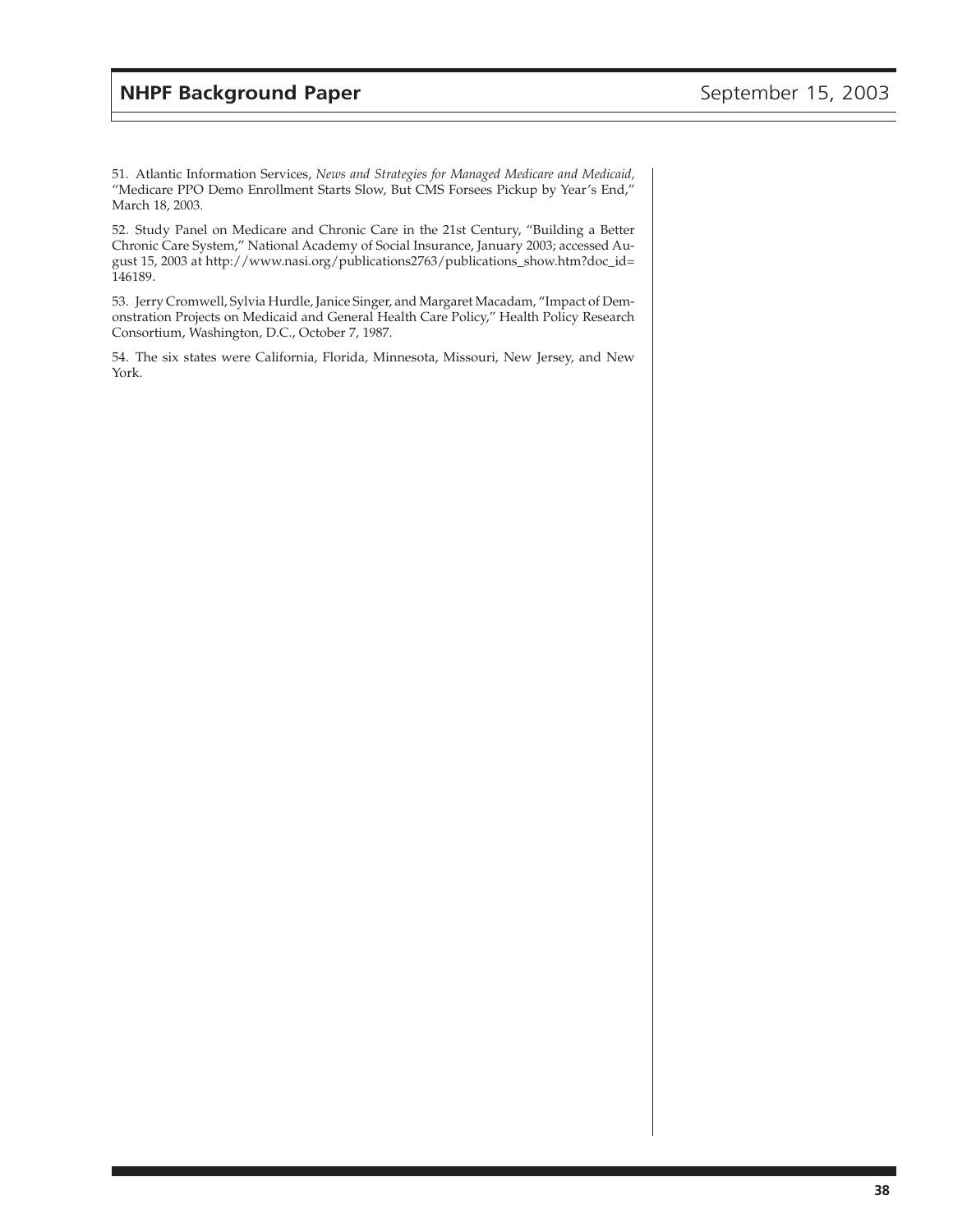51. Atlantic Information Services, *News and Strategies for Managed Medicare and Medicaid,* "Medicare PPO Demo Enrollment Starts Slow, But CMS Forsees Pickup by Year's End," March 18, 2003.

52. Study Panel on Medicare and Chronic Care in the 21st Century, "Building a Better Chronic Care System," National Academy of Social Insurance, January 2003; accessed August 15, 2003 at http://www.nasi.org/publications2763/publications_show.htm?doc_id=146189.

53. Jerry Cromwell, Sylvia Hurdle, Janice Singer, and Margaret Macadam, "Impact of Demonstration Projects on Medicaid and General Health Care Policy," Health Policy Research Consortium, Washington, D.C., October 7, 1987.

54. The six states were California, Florida, Minnesota, Missouri, New Jersey, and New York.